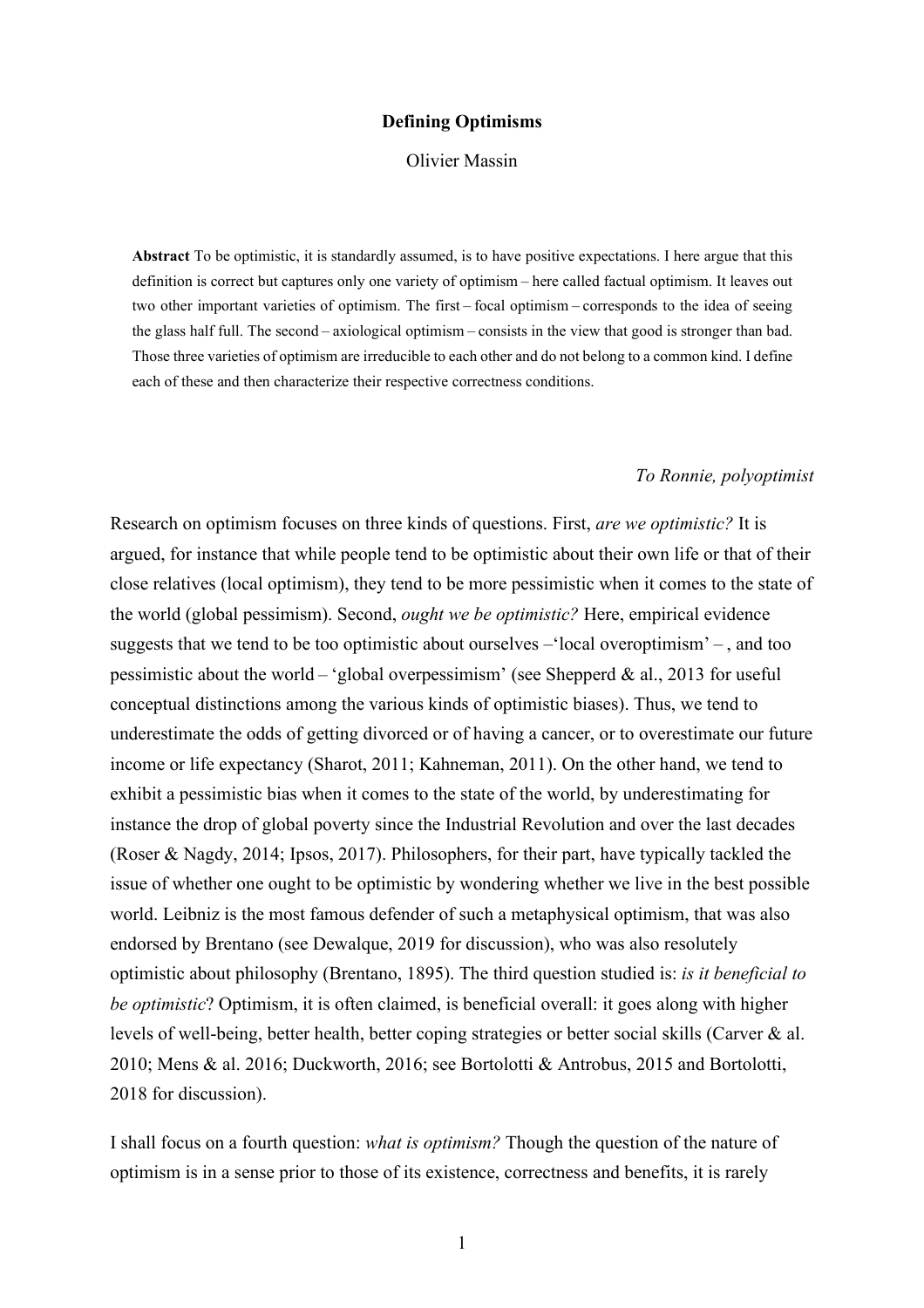# Defining Optimisms

Olivier Massin

**Abstract** To be optimistic, it is standardly assumed, is to have positive expectations. I here argue that this definition is correct but captures only one variety of optimism – here called factual optimism. It leaves out two other important varieties of optimism. The first – focal optimism – corresponds to the idea of seeing the glass half full. The second – axiological optimism – consists in the view that good is stronger than bad. Those three varieties of optimism are irreducible to each other and do not belong to a common kind. I define each of these and then characterize their respective correctness conditions.

*To Ronnie, polyoptimist*

Research on optimism focuses on three kinds of questions. First, *are we optimistic?* It is argued, for instance that while people tend to be optimistic about their own life or that of their close relatives (local optimism), they tend to be more pessimistic when it comes to the state of the world (global pessimism). Second, *ought we be optimistic?* Here, empirical evidence suggests that we tend to be too optimistic about ourselves –'local overoptimism' – , and too pessimistic about the world – 'global overpessimism' (see Shepperd & al., 2013 for useful conceptual distinctions among the various kinds of optimistic biases). Thus, we tend to underestimate the odds of getting divorced or of having a cancer, or to overestimate our future income or life expectancy (Sharot, 2011; Kahneman, 2011). On the other hand, we tend to exhibit a pessimistic bias when it comes to the state of the world, by underestimating for instance the drop of global poverty since the Industrial Revolution and over the last decades (Roser & Nagdy, 2014; Ipsos, 2017). Philosophers, for their part, have typically tackled the issue of whether one ought to be optimistic by wondering whether we live in the best possible world. Leibniz is the most famous defender of such a metaphysical optimism, that was also endorsed by Brentano (see Dewalque, 2019 for discussion), who was also resolutely optimistic about philosophy (Brentano, 1895). The third question studied is: *is it beneficial to be optimistic*? Optimism, it is often claimed, is beneficial overall: it goes along with higher levels of well-being, better health, better coping strategies or better social skills (Carver & al. 2010; Mens & al. 2016; Duckworth, 2016; see Bortolotti & Antrobus, 2015 and Bortolotti, 2018 for discussion).

I shall focus on a fourth question: *what is optimism?* Though the question of the nature of optimism is in a sense prior to those of its existence, correctness and benefits, it is rarely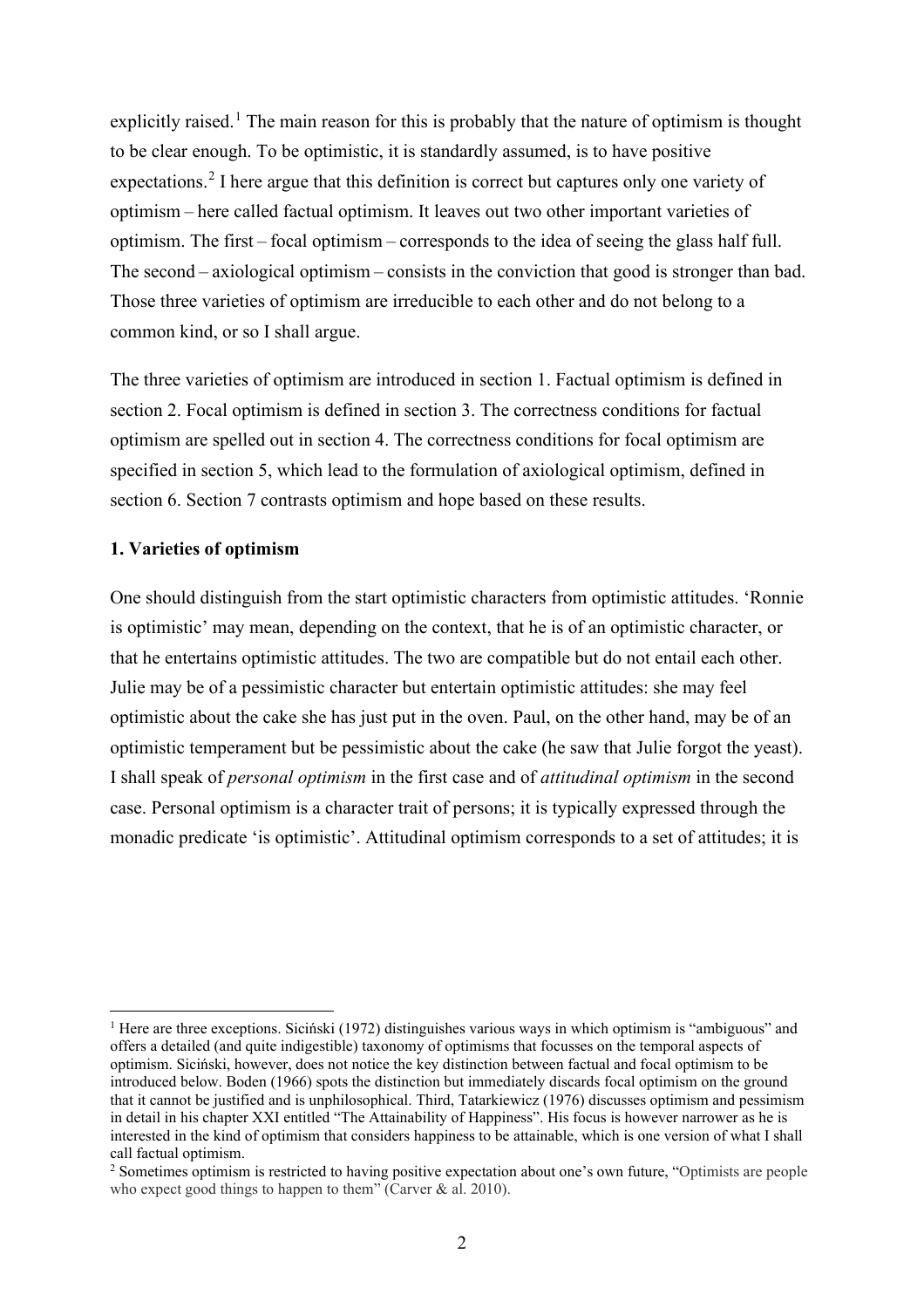explicitly raised.[1] The main reason for this is probably that the nature of optimism is thought to be clear enough. To be optimistic, it is standardly assumed, is to have positive expectations.[2] I here argue that this definition is correct but captures only one variety of optimism – here called factual optimism. It leaves out two other important varieties of optimism. The first – focal optimism – corresponds to the idea of seeing the glass half full. The second – axiological optimism – consists in the conviction that good is stronger than bad. Those three varieties of optimism are irreducible to each other and do not belong to a common kind, or so I shall argue.

The three varieties of optimism are introduced in section 1. Factual optimism is defined in section 2. Focal optimism is defined in section 3. The correctness conditions for factual optimism are spelled out in section 4. The correctness conditions for focal optimism are specified in section 5, which lead to the formulation of axiological optimism, defined in section 6. Section 7 contrasts optimism and hope based on these results.

## 1. Varieties of optimism

One should distinguish from the start optimistic characters from optimistic attitudes. 'Ronnie is optimistic' may mean, depending on the context, that he is of an optimistic character, or that he entertains optimistic attitudes. The two are compatible but do not entail each other. Julie may be of a pessimistic character but entertain optimistic attitudes: she may feel optimistic about the cake she has just put in the oven. Paul, on the other hand, may be of an optimistic temperament but be pessimistic about the cake (he saw that Julie forgot the yeast). I shall speak of *personal optimism* in the first case and of *attitudinal optimism* in the second case. Personal optimism is a character trait of persons; it is typically expressed through the monadic predicate 'is optimistic'. Attitudinal optimism corresponds to a set of attitudes; it is

---

[1] Here are three exceptions. Siciński (1972) distinguishes various ways in which optimism is "ambiguous" and offers a detailed (and quite indigestible) taxonomy of optimisms that focusses on the temporal aspects of optimism. Siciński, however, does not notice the key distinction between factual and focal optimism to be introduced below. Boden (1966) spots the distinction but immediately discards focal optimism on the ground that it cannot be justified and is unphilosophical. Third, Tatarkiewicz (1976) discusses optimism and pessimism in detail in his chapter XXI entitled "The Attainability of Happiness". His focus is however narrower as he is interested in the kind of optimism that considers happiness to be attainable, which is one version of what I shall call factual optimism.

[2] Sometimes optimism is restricted to having positive expectation about one's own future, "Optimists are people who expect good things to happen to them" (Carver & al. 2010).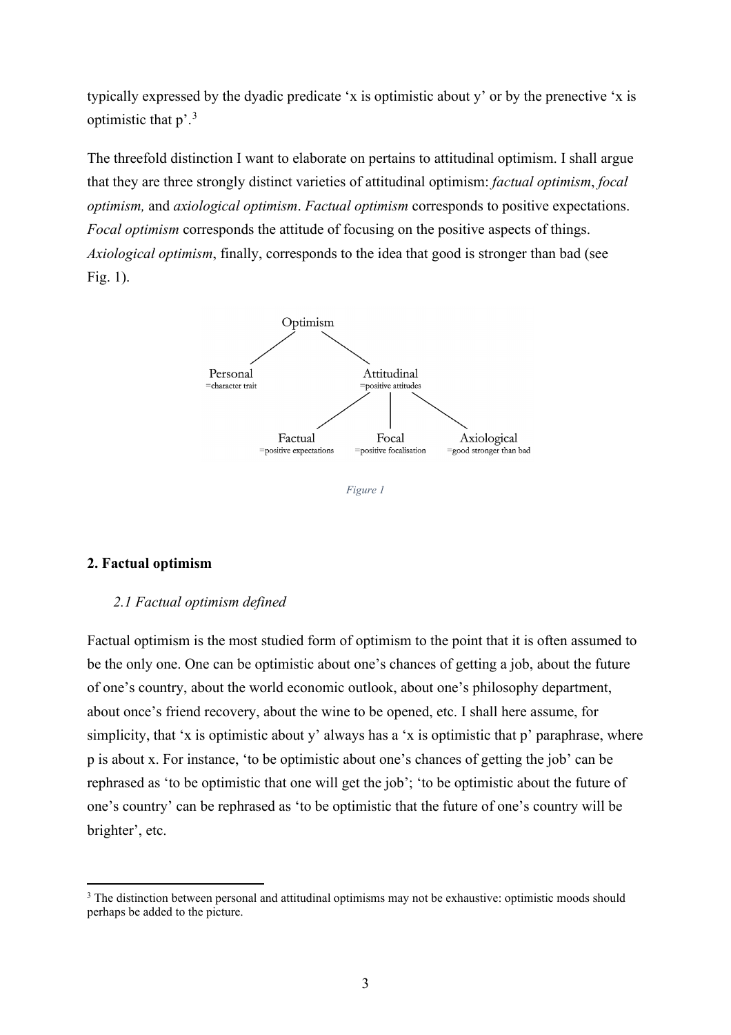typically expressed by the dyadic predicate 'x is optimistic about y' or by the prenective 'x is optimistic that p'.[3]

The threefold distinction I want to elaborate on pertains to attitudinal optimism. I shall argue that they are three strongly distinct varieties of attitudinal optimism: *factual optimism*, *focal optimism,* and *axiological optimism*. *Factual optimism* corresponds to positive expectations. *Focal optimism* corresponds the attitude of focusing on the positive aspects of things. *Axiological optimism*, finally, corresponds to the idea that good is stronger than bad (see Fig. 1).

```
                Optimism
               /        \
        Personal          Attitudinal
   =character trait    =positive attitudes
                      /        |         \
               Factual       Focal        Axiological
   =positive expectations  =positive focalisation  =good stronger than bad
```

*Figure 1*

### 2. Factual optimism

#### *2.1 Factual optimism defined*

Factual optimism is the most studied form of optimism to the point that it is often assumed to be the only one. One can be optimistic about one's chances of getting a job, about the future of one's country, about the world economic outlook, about one's philosophy department, about once's friend recovery, about the wine to be opened, etc. I shall here assume, for simplicity, that 'x is optimistic about y' always has a 'x is optimistic that p' paraphrase, where p is about x. For instance, 'to be optimistic about one's chances of getting the job' can be rephrased as 'to be optimistic that one will get the job'; 'to be optimistic about the future of one's country' can be rephrased as 'to be optimistic that the future of one's country will be brighter', etc.

[3] The distinction between personal and attitudinal optimisms may not be exhaustive: optimistic moods should perhaps be added to the picture.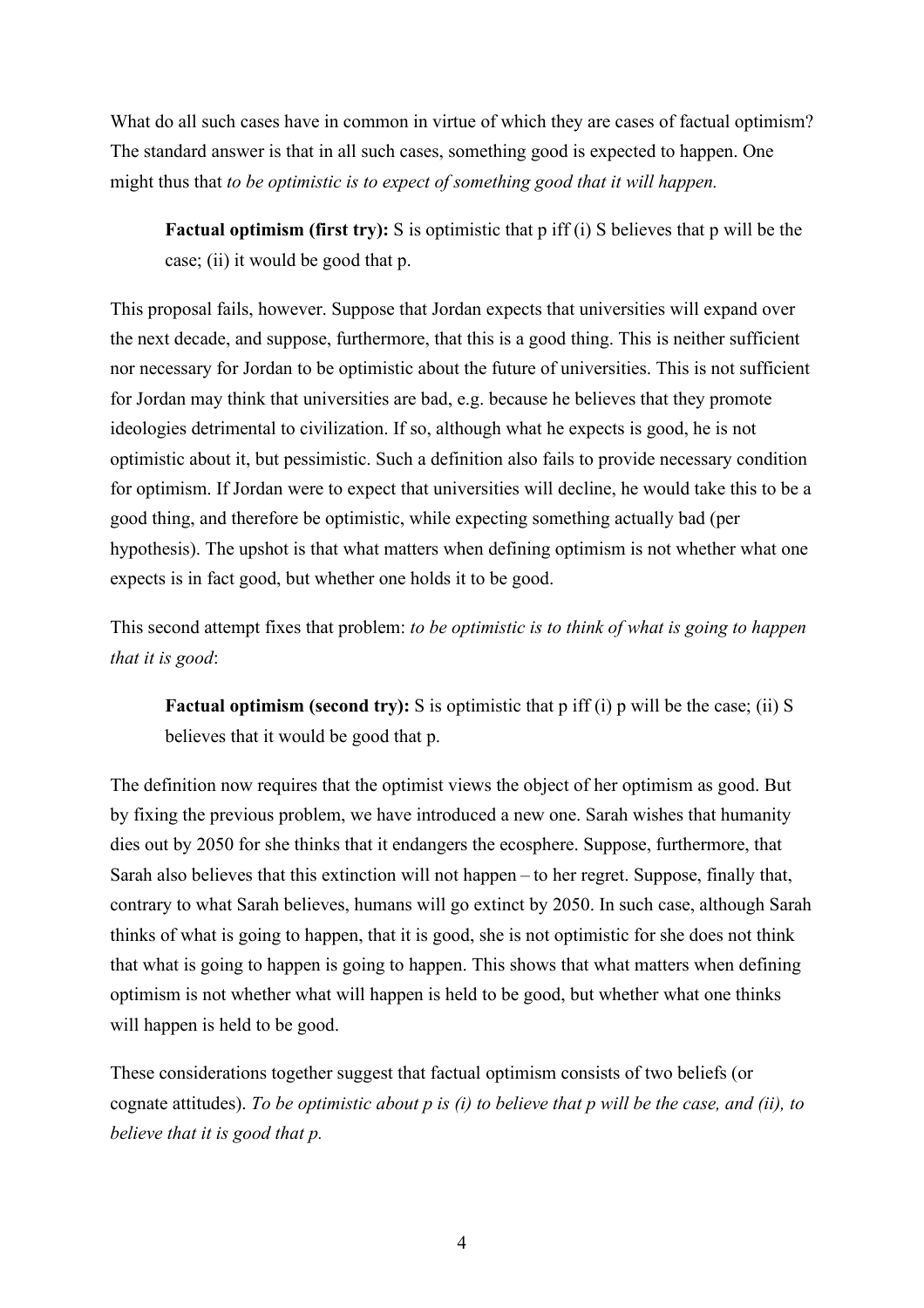What do all such cases have in common in virtue of which they are cases of factual optimism? The standard answer is that in all such cases, something good is expected to happen. One might thus that *to be optimistic is to expect of something good that it will happen.*

> **Factual optimism (first try):** S is optimistic that p iff (i) S believes that p will be the case; (ii) it would be good that p.

This proposal fails, however. Suppose that Jordan expects that universities will expand over the next decade, and suppose, furthermore, that this is a good thing. This is neither sufficient nor necessary for Jordan to be optimistic about the future of universities. This is not sufficient for Jordan may think that universities are bad, e.g. because he believes that they promote ideologies detrimental to civilization. If so, although what he expects is good, he is not optimistic about it, but pessimistic. Such a definition also fails to provide necessary condition for optimism. If Jordan were to expect that universities will decline, he would take this to be a good thing, and therefore be optimistic, while expecting something actually bad (per hypothesis). The upshot is that what matters when defining optimism is not whether what one expects is in fact good, but whether one holds it to be good.

This second attempt fixes that problem: *to be optimistic is to think of what is going to happen that it is good*:

> **Factual optimism (second try):** S is optimistic that p iff (i) p will be the case; (ii) S believes that it would be good that p.

The definition now requires that the optimist views the object of her optimism as good. But by fixing the previous problem, we have introduced a new one. Sarah wishes that humanity dies out by 2050 for she thinks that it endangers the ecosphere. Suppose, furthermore, that Sarah also believes that this extinction will not happen – to her regret. Suppose, finally that, contrary to what Sarah believes, humans will go extinct by 2050. In such case, although Sarah thinks of what is going to happen, that it is good, she is not optimistic for she does not think that what is going to happen is going to happen. This shows that what matters when defining optimism is not whether what will happen is held to be good, but whether what one thinks will happen is held to be good.

These considerations together suggest that factual optimism consists of two beliefs (or cognate attitudes). *To be optimistic about p is (i) to believe that p will be the case, and (ii), to believe that it is good that p.*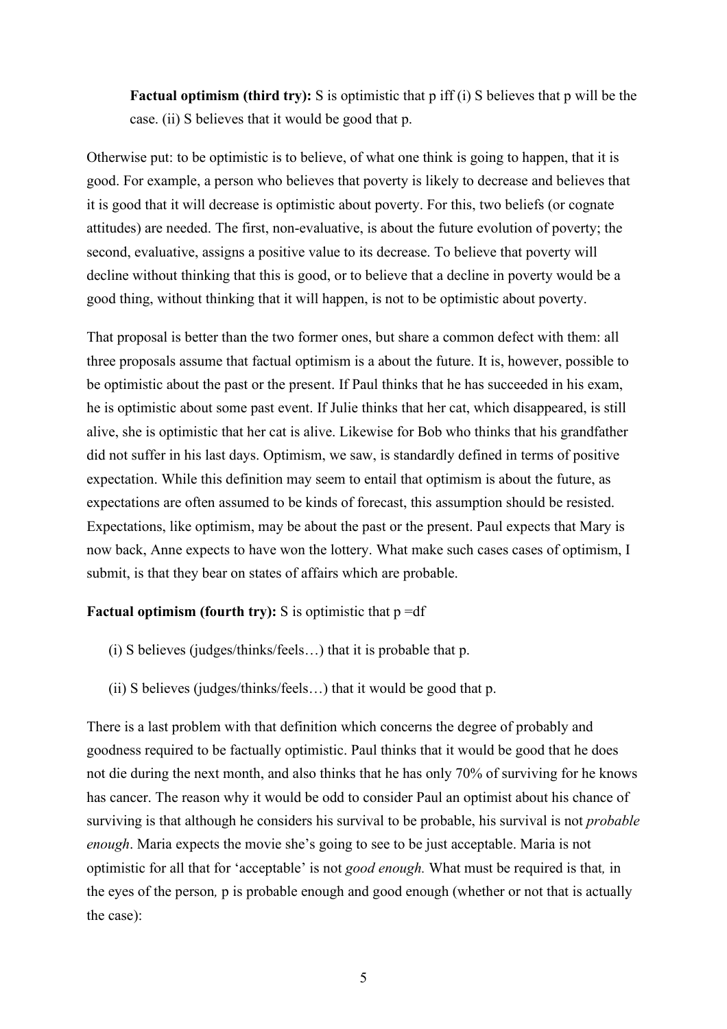**Factual optimism (third try):** S is optimistic that p iff (i) S believes that p will be the case. (ii) S believes that it would be good that p.

Otherwise put: to be optimistic is to believe, of what one think is going to happen, that it is good. For example, a person who believes that poverty is likely to decrease and believes that it is good that it will decrease is optimistic about poverty. For this, two beliefs (or cognate attitudes) are needed. The first, non-evaluative, is about the future evolution of poverty; the second, evaluative, assigns a positive value to its decrease. To believe that poverty will decline without thinking that this is good, or to believe that a decline in poverty would be a good thing, without thinking that it will happen, is not to be optimistic about poverty.

That proposal is better than the two former ones, but share a common defect with them: all three proposals assume that factual optimism is a about the future. It is, however, possible to be optimistic about the past or the present. If Paul thinks that he has succeeded in his exam, he is optimistic about some past event. If Julie thinks that her cat, which disappeared, is still alive, she is optimistic that her cat is alive. Likewise for Bob who thinks that his grandfather did not suffer in his last days. Optimism, we saw, is standardly defined in terms of positive expectation. While this definition may seem to entail that optimism is about the future, as expectations are often assumed to be kinds of forecast, this assumption should be resisted. Expectations, like optimism, may be about the past or the present. Paul expects that Mary is now back, Anne expects to have won the lottery. What make such cases cases of optimism, I submit, is that they bear on states of affairs which are probable.

**Factual optimism (fourth try):** S is optimistic that p =df

(i) S believes (judges/thinks/feels…) that it is probable that p.

(ii) S believes (judges/thinks/feels…) that it would be good that p.

There is a last problem with that definition which concerns the degree of probably and goodness required to be factually optimistic. Paul thinks that it would be good that he does not die during the next month, and also thinks that he has only 70% of surviving for he knows has cancer. The reason why it would be odd to consider Paul an optimist about his chance of surviving is that although he considers his survival to be probable, his survival is not *probable enough*. Maria expects the movie she's going to see to be just acceptable. Maria is not optimistic for all that for 'acceptable' is not *good enough.* What must be required is that*,* in the eyes of the person*,* p is probable enough and good enough (whether or not that is actually the case):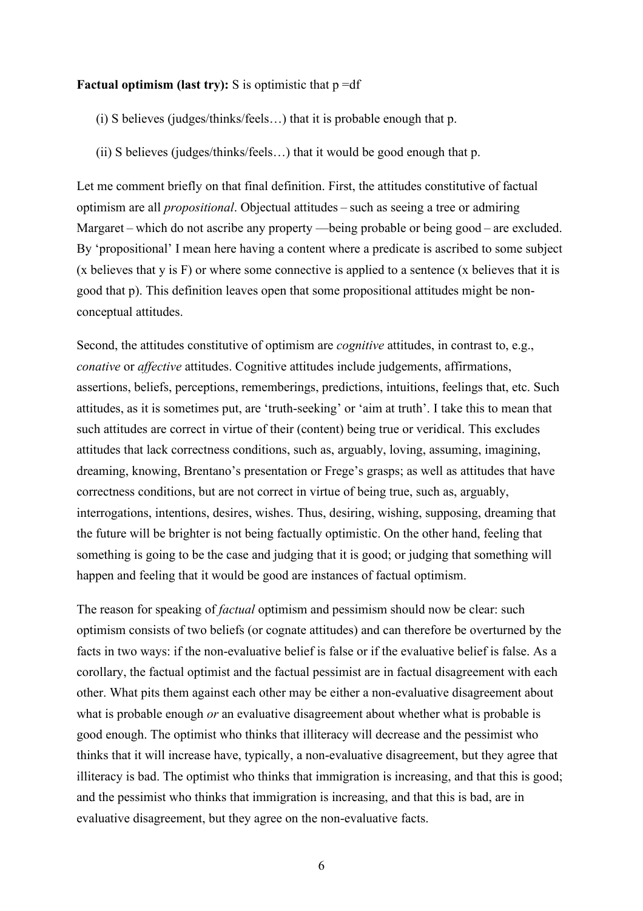**Factual optimism (last try):** S is optimistic that p =df

(i) S believes (judges/thinks/feels…) that it is probable enough that p.

(ii) S believes (judges/thinks/feels…) that it would be good enough that p.

Let me comment briefly on that final definition. First, the attitudes constitutive of factual optimism are all *propositional*. Objectual attitudes – such as seeing a tree or admiring Margaret – which do not ascribe any property —being probable or being good – are excluded. By 'propositional' I mean here having a content where a predicate is ascribed to some subject (x believes that y is F) or where some connective is applied to a sentence (x believes that it is good that p). This definition leaves open that some propositional attitudes might be non-conceptual attitudes.

Second, the attitudes constitutive of optimism are *cognitive* attitudes, in contrast to, e.g., *conative* or *affective* attitudes. Cognitive attitudes include judgements, affirmations, assertions, beliefs, perceptions, rememberings, predictions, intuitions, feelings that, etc. Such attitudes, as it is sometimes put, are 'truth-seeking' or 'aim at truth'. I take this to mean that such attitudes are correct in virtue of their (content) being true or veridical. This excludes attitudes that lack correctness conditions, such as, arguably, loving, assuming, imagining, dreaming, knowing, Brentano's presentation or Frege's grasps; as well as attitudes that have correctness conditions, but are not correct in virtue of being true, such as, arguably, interrogations, intentions, desires, wishes. Thus, desiring, wishing, supposing, dreaming that the future will be brighter is not being factually optimistic. On the other hand, feeling that something is going to be the case and judging that it is good; or judging that something will happen and feeling that it would be good are instances of factual optimism.

The reason for speaking of *factual* optimism and pessimism should now be clear: such optimism consists of two beliefs (or cognate attitudes) and can therefore be overturned by the facts in two ways: if the non-evaluative belief is false or if the evaluative belief is false. As a corollary, the factual optimist and the factual pessimist are in factual disagreement with each other. What pits them against each other may be either a non-evaluative disagreement about what is probable enough *or* an evaluative disagreement about whether what is probable is good enough. The optimist who thinks that illiteracy will decrease and the pessimist who thinks that it will increase have, typically, a non-evaluative disagreement, but they agree that illiteracy is bad. The optimist who thinks that immigration is increasing, and that this is good; and the pessimist who thinks that immigration is increasing, and that this is bad, are in evaluative disagreement, but they agree on the non-evaluative facts.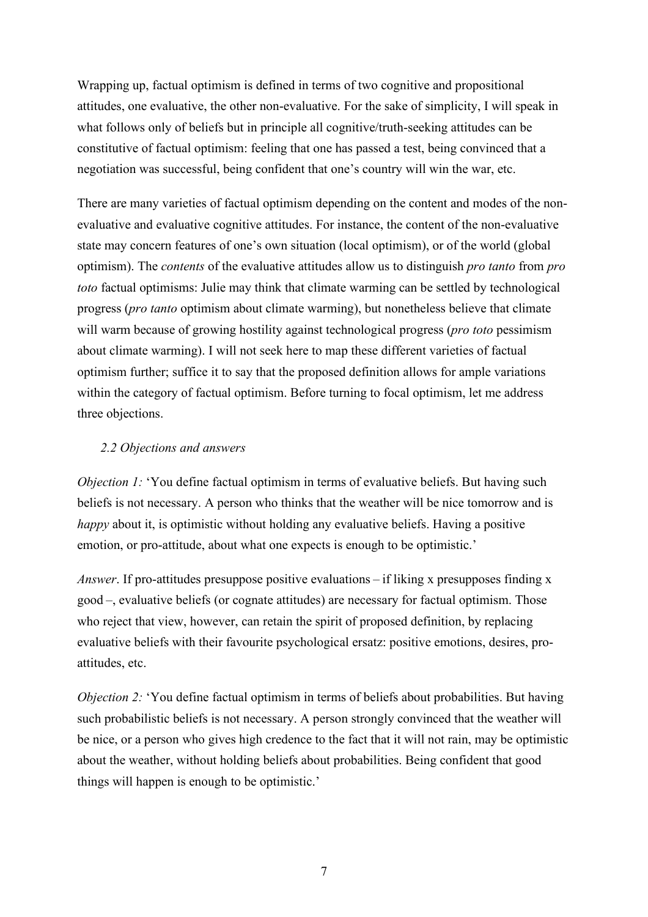Wrapping up, factual optimism is defined in terms of two cognitive and propositional attitudes, one evaluative, the other non-evaluative. For the sake of simplicity, I will speak in what follows only of beliefs but in principle all cognitive/truth-seeking attitudes can be constitutive of factual optimism: feeling that one has passed a test, being convinced that a negotiation was successful, being confident that one's country will win the war, etc.

There are many varieties of factual optimism depending on the content and modes of the non-evaluative and evaluative cognitive attitudes. For instance, the content of the non-evaluative state may concern features of one's own situation (local optimism), or of the world (global optimism). The *contents* of the evaluative attitudes allow us to distinguish *pro tanto* from *pro toto* factual optimisms: Julie may think that climate warming can be settled by technological progress (*pro tanto* optimism about climate warming), but nonetheless believe that climate will warm because of growing hostility against technological progress (*pro toto* pessimism about climate warming). I will not seek here to map these different varieties of factual optimism further; suffice it to say that the proposed definition allows for ample variations within the category of factual optimism. Before turning to focal optimism, let me address three objections.

### *2.2 Objections and answers*

*Objection 1:* 'You define factual optimism in terms of evaluative beliefs. But having such beliefs is not necessary. A person who thinks that the weather will be nice tomorrow and is *happy* about it, is optimistic without holding any evaluative beliefs. Having a positive emotion, or pro-attitude, about what one expects is enough to be optimistic.'

*Answer*. If pro-attitudes presuppose positive evaluations – if liking x presupposes finding x good –, evaluative beliefs (or cognate attitudes) are necessary for factual optimism. Those who reject that view, however, can retain the spirit of proposed definition, by replacing evaluative beliefs with their favourite psychological ersatz: positive emotions, desires, pro-attitudes, etc.

*Objection 2:* 'You define factual optimism in terms of beliefs about probabilities. But having such probabilistic beliefs is not necessary. A person strongly convinced that the weather will be nice, or a person who gives high credence to the fact that it will not rain, may be optimistic about the weather, without holding beliefs about probabilities. Being confident that good things will happen is enough to be optimistic.'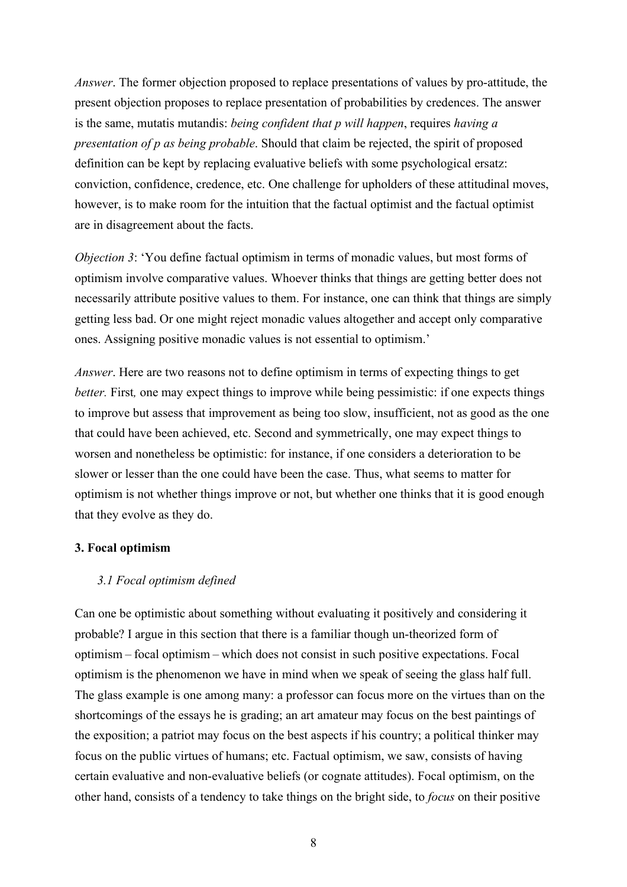*Answer*. The former objection proposed to replace presentations of values by pro-attitude, the present objection proposes to replace presentation of probabilities by credences. The answer is the same, mutatis mutandis: *being confident that p will happen*, requires *having a presentation of p as being probable*. Should that claim be rejected, the spirit of proposed definition can be kept by replacing evaluative beliefs with some psychological ersatz: conviction, confidence, credence, etc. One challenge for upholders of these attitudinal moves, however, is to make room for the intuition that the factual optimist and the factual optimist are in disagreement about the facts.

*Objection 3*: 'You define factual optimism in terms of monadic values, but most forms of optimism involve comparative values. Whoever thinks that things are getting better does not necessarily attribute positive values to them. For instance, one can think that things are simply getting less bad. Or one might reject monadic values altogether and accept only comparative ones. Assigning positive monadic values is not essential to optimism.'

*Answer*. Here are two reasons not to define optimism in terms of expecting things to get *better.* First*,* one may expect things to improve while being pessimistic: if one expects things to improve but assess that improvement as being too slow, insufficient, not as good as the one that could have been achieved, etc. Second and symmetrically, one may expect things to worsen and nonetheless be optimistic: for instance, if one considers a deterioration to be slower or lesser than the one could have been the case. Thus, what seems to matter for optimism is not whether things improve or not, but whether one thinks that it is good enough that they evolve as they do.

### 3. Focal optimism

#### *3.1 Focal optimism defined*

Can one be optimistic about something without evaluating it positively and considering it probable? I argue in this section that there is a familiar though un-theorized form of optimism – focal optimism – which does not consist in such positive expectations. Focal optimism is the phenomenon we have in mind when we speak of seeing the glass half full. The glass example is one among many: a professor can focus more on the virtues than on the shortcomings of the essays he is grading; an art amateur may focus on the best paintings of the exposition; a patriot may focus on the best aspects if his country; a political thinker may focus on the public virtues of humans; etc. Factual optimism, we saw, consists of having certain evaluative and non-evaluative beliefs (or cognate attitudes). Focal optimism, on the other hand, consists of a tendency to take things on the bright side, to *focus* on their positive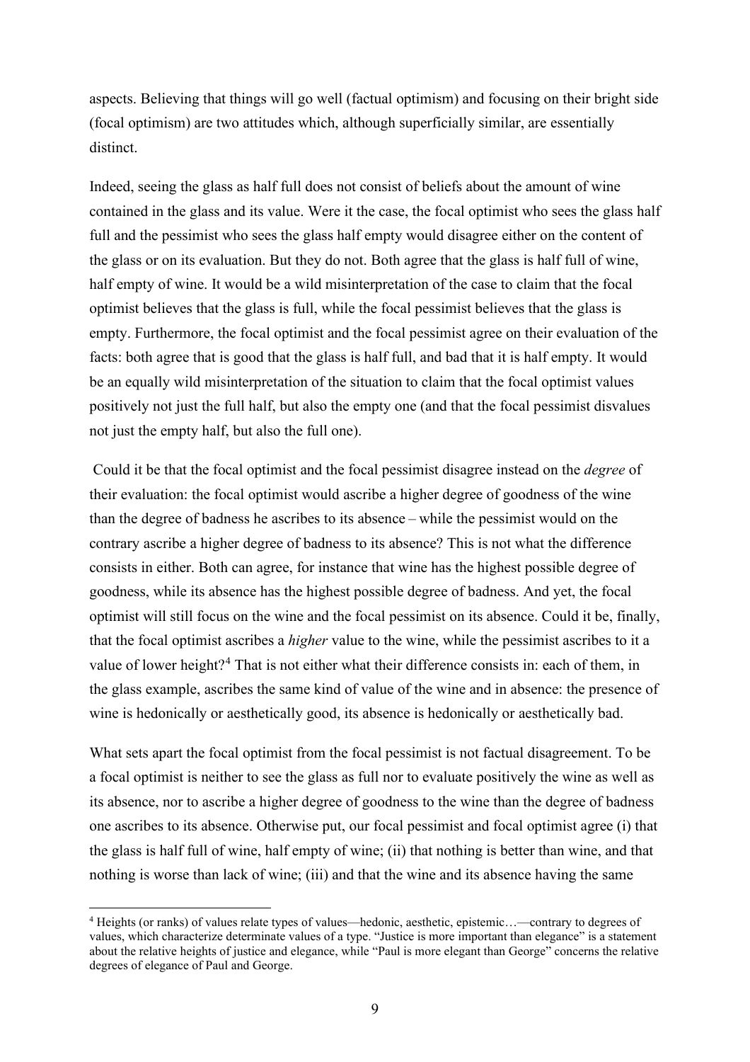aspects. Believing that things will go well (factual optimism) and focusing on their bright side (focal optimism) are two attitudes which, although superficially similar, are essentially distinct.

Indeed, seeing the glass as half full does not consist of beliefs about the amount of wine contained in the glass and its value. Were it the case, the focal optimist who sees the glass half full and the pessimist who sees the glass half empty would disagree either on the content of the glass or on its evaluation. But they do not. Both agree that the glass is half full of wine, half empty of wine. It would be a wild misinterpretation of the case to claim that the focal optimist believes that the glass is full, while the focal pessimist believes that the glass is empty. Furthermore, the focal optimist and the focal pessimist agree on their evaluation of the facts: both agree that is good that the glass is half full, and bad that it is half empty. It would be an equally wild misinterpretation of the situation to claim that the focal optimist values positively not just the full half, but also the empty one (and that the focal pessimist disvalues not just the empty half, but also the full one).

Could it be that the focal optimist and the focal pessimist disagree instead on the *degree* of their evaluation: the focal optimist would ascribe a higher degree of goodness of the wine than the degree of badness he ascribes to its absence – while the pessimist would on the contrary ascribe a higher degree of badness to its absence? This is not what the difference consists in either. Both can agree, for instance that wine has the highest possible degree of goodness, while its absence has the highest possible degree of badness. And yet, the focal optimist will still focus on the wine and the focal pessimist on its absence. Could it be, finally, that the focal optimist ascribes a *higher* value to the wine, while the pessimist ascribes to it a value of lower height?[4] That is not either what their difference consists in: each of them, in the glass example, ascribes the same kind of value of the wine and in absence: the presence of wine is hedonically or aesthetically good, its absence is hedonically or aesthetically bad.

What sets apart the focal optimist from the focal pessimist is not factual disagreement. To be a focal optimist is neither to see the glass as full nor to evaluate positively the wine as well as its absence, nor to ascribe a higher degree of goodness to the wine than the degree of badness one ascribes to its absence. Otherwise put, our focal pessimist and focal optimist agree (i) that the glass is half full of wine, half empty of wine; (ii) that nothing is better than wine, and that nothing is worse than lack of wine; (iii) and that the wine and its absence having the same

[4] Heights (or ranks) of values relate types of values—hedonic, aesthetic, epistemic…—contrary to degrees of values, which characterize determinate values of a type. "Justice is more important than elegance" is a statement about the relative heights of justice and elegance, while "Paul is more elegant than George" concerns the relative degrees of elegance of Paul and George.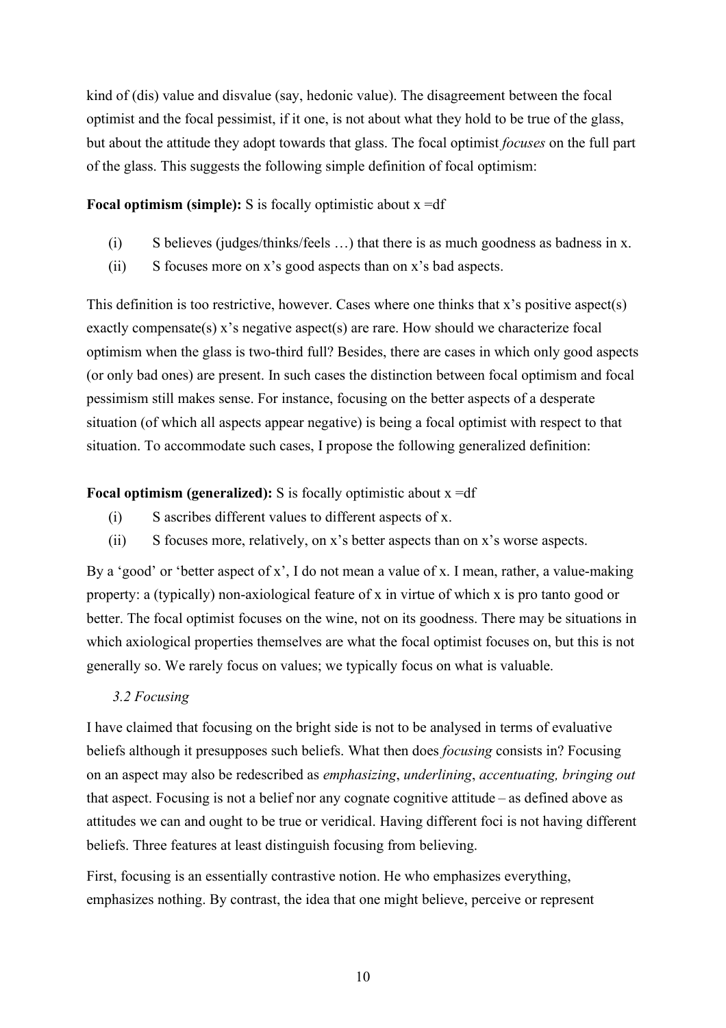kind of (dis) value and disvalue (say, hedonic value). The disagreement between the focal optimist and the focal pessimist, if it one, is not about what they hold to be true of the glass, but about the attitude they adopt towards that glass. The focal optimist *focuses* on the full part of the glass. This suggests the following simple definition of focal optimism:

**Focal optimism (simple):** S is focally optimistic about x =df

(i) S believes (judges/thinks/feels …) that there is as much goodness as badness in x.

(ii) S focuses more on x's good aspects than on x's bad aspects.

This definition is too restrictive, however. Cases where one thinks that x's positive aspect(s) exactly compensate(s) x's negative aspect(s) are rare. How should we characterize focal optimism when the glass is two-third full? Besides, there are cases in which only good aspects (or only bad ones) are present. In such cases the distinction between focal optimism and focal pessimism still makes sense. For instance, focusing on the better aspects of a desperate situation (of which all aspects appear negative) is being a focal optimist with respect to that situation. To accommodate such cases, I propose the following generalized definition:

**Focal optimism (generalized):** S is focally optimistic about x =df

(i) S ascribes different values to different aspects of x.

(ii) S focuses more, relatively, on x's better aspects than on x's worse aspects.

By a 'good' or 'better aspect of x', I do not mean a value of x. I mean, rather, a value-making property: a (typically) non-axiological feature of x in virtue of which x is pro tanto good or better. The focal optimist focuses on the wine, not on its goodness. There may be situations in which axiological properties themselves are what the focal optimist focuses on, but this is not generally so. We rarely focus on values; we typically focus on what is valuable.

### *3.2 Focusing*

I have claimed that focusing on the bright side is not to be analysed in terms of evaluative beliefs although it presupposes such beliefs. What then does *focusing* consists in? Focusing on an aspect may also be redescribed as *emphasizing*, *underlining*, *accentuating, bringing out* that aspect. Focusing is not a belief nor any cognate cognitive attitude – as defined above as attitudes we can and ought to be true or veridical. Having different foci is not having different beliefs. Three features at least distinguish focusing from believing.

First, focusing is an essentially contrastive notion. He who emphasizes everything, emphasizes nothing. By contrast, the idea that one might believe, perceive or represent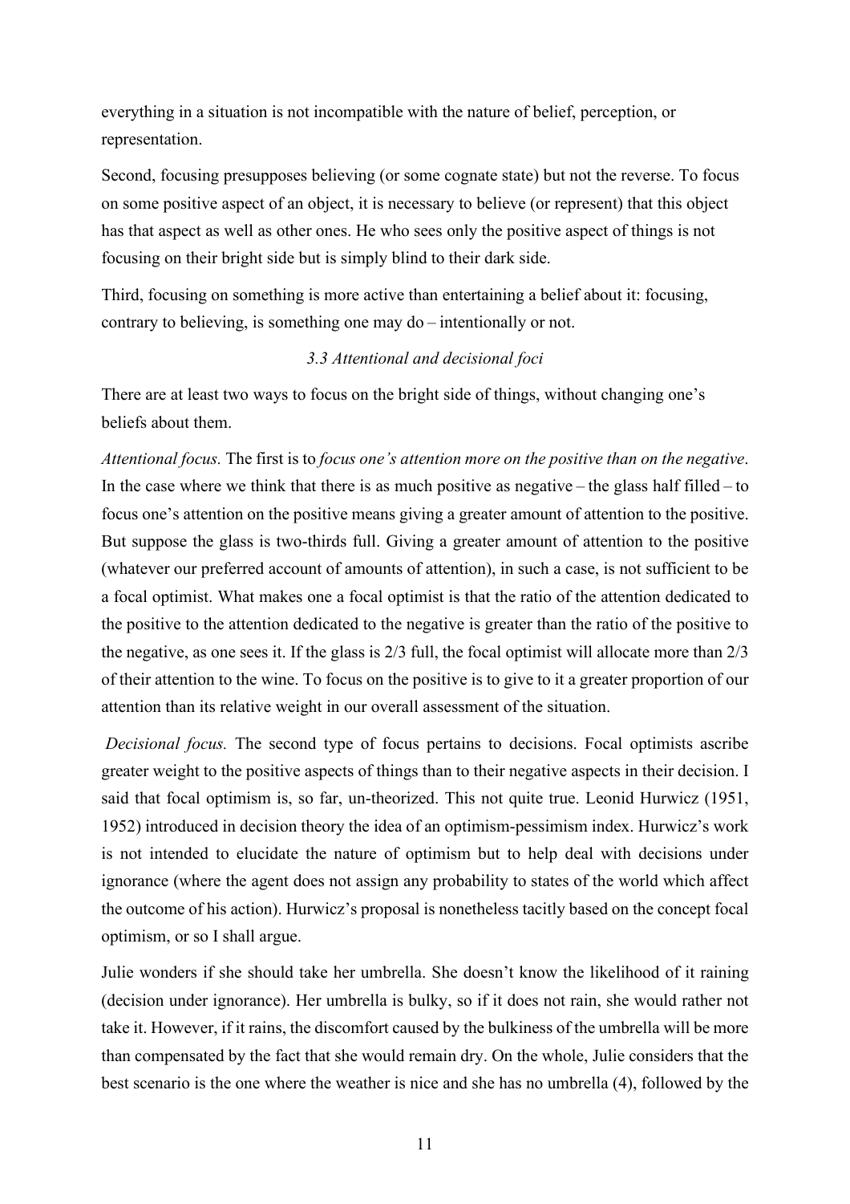everything in a situation is not incompatible with the nature of belief, perception, or representation.

Second, focusing presupposes believing (or some cognate state) but not the reverse. To focus on some positive aspect of an object, it is necessary to believe (or represent) that this object has that aspect as well as other ones. He who sees only the positive aspect of things is not focusing on their bright side but is simply blind to their dark side.

Third, focusing on something is more active than entertaining a belief about it: focusing, contrary to believing, is something one may do – intentionally or not.

### *3.3 Attentional and decisional foci*

There are at least two ways to focus on the bright side of things, without changing one's beliefs about them.

*Attentional focus.* The first is to *focus one's attention more on the positive than on the negative*. In the case where we think that there is as much positive as negative – the glass half filled – to focus one's attention on the positive means giving a greater amount of attention to the positive. But suppose the glass is two-thirds full. Giving a greater amount of attention to the positive (whatever our preferred account of amounts of attention), in such a case, is not sufficient to be a focal optimist. What makes one a focal optimist is that the ratio of the attention dedicated to the positive to the attention dedicated to the negative is greater than the ratio of the positive to the negative, as one sees it. If the glass is 2/3 full, the focal optimist will allocate more than 2/3 of their attention to the wine. To focus on the positive is to give to it a greater proportion of our attention than its relative weight in our overall assessment of the situation.

*Decisional focus.* The second type of focus pertains to decisions. Focal optimists ascribe greater weight to the positive aspects of things than to their negative aspects in their decision. I said that focal optimism is, so far, un-theorized. This not quite true. Leonid Hurwicz (1951, 1952) introduced in decision theory the idea of an optimism-pessimism index. Hurwicz's work is not intended to elucidate the nature of optimism but to help deal with decisions under ignorance (where the agent does not assign any probability to states of the world which affect the outcome of his action). Hurwicz's proposal is nonetheless tacitly based on the concept focal optimism, or so I shall argue.

Julie wonders if she should take her umbrella. She doesn't know the likelihood of it raining (decision under ignorance). Her umbrella is bulky, so if it does not rain, she would rather not take it. However, if it rains, the discomfort caused by the bulkiness of the umbrella will be more than compensated by the fact that she would remain dry. On the whole, Julie considers that the best scenario is the one where the weather is nice and she has no umbrella (4), followed by the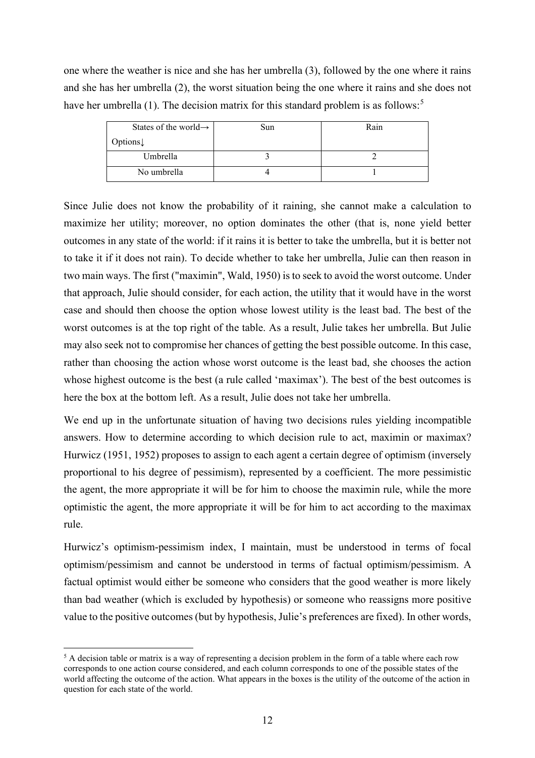one where the weather is nice and she has her umbrella (3), followed by the one where it rains and she has her umbrella (2), the worst situation being the one where it rains and she does not have her umbrella (1). The decision matrix for this standard problem is as follows:[5]

| States of the world→<br>Options↓ | Sun | Rain |
|---|---|---|
| Umbrella | 3 | 2 |
| No umbrella | 4 | 1 |

Since Julie does not know the probability of it raining, she cannot make a calculation to maximize her utility; moreover, no option dominates the other (that is, none yield better outcomes in any state of the world: if it rains it is better to take the umbrella, but it is better not to take it if it does not rain). To decide whether to take her umbrella, Julie can then reason in two main ways. The first ("maximin", Wald, 1950) is to seek to avoid the worst outcome. Under that approach, Julie should consider, for each action, the utility that it would have in the worst case and should then choose the option whose lowest utility is the least bad. The best of the worst outcomes is at the top right of the table. As a result, Julie takes her umbrella. But Julie may also seek not to compromise her chances of getting the best possible outcome. In this case, rather than choosing the action whose worst outcome is the least bad, she chooses the action whose highest outcome is the best (a rule called 'maximax'). The best of the best outcomes is here the box at the bottom left. As a result, Julie does not take her umbrella.

We end up in the unfortunate situation of having two decisions rules yielding incompatible answers. How to determine according to which decision rule to act, maximin or maximax? Hurwicz (1951, 1952) proposes to assign to each agent a certain degree of optimism (inversely proportional to his degree of pessimism), represented by a coefficient. The more pessimistic the agent, the more appropriate it will be for him to choose the maximin rule, while the more optimistic the agent, the more appropriate it will be for him to act according to the maximax rule.

Hurwicz's optimism-pessimism index, I maintain, must be understood in terms of focal optimism/pessimism and cannot be understood in terms of factual optimism/pessimism. A factual optimist would either be someone who considers that the good weather is more likely than bad weather (which is excluded by hypothesis) or someone who reassigns more positive value to the positive outcomes (but by hypothesis, Julie's preferences are fixed). In other words,

[5] A decision table or matrix is a way of representing a decision problem in the form of a table where each row corresponds to one action course considered, and each column corresponds to one of the possible states of the world affecting the outcome of the action. What appears in the boxes is the utility of the outcome of the action in question for each state of the world.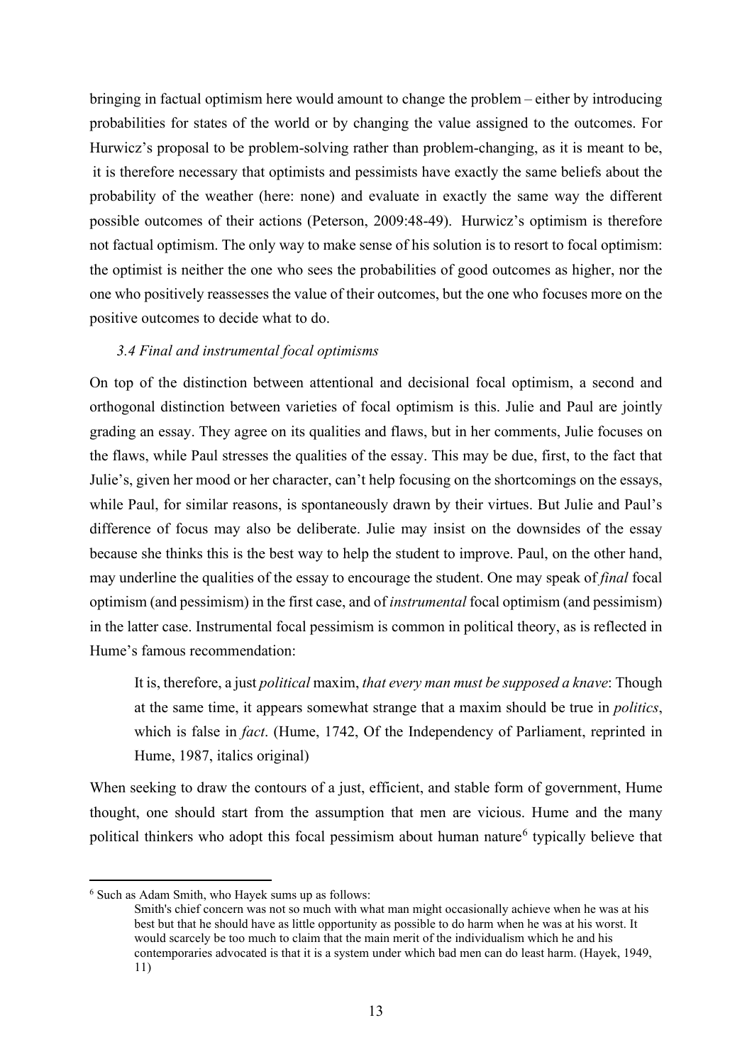bringing in factual optimism here would amount to change the problem – either by introducing probabilities for states of the world or by changing the value assigned to the outcomes. For Hurwicz's proposal to be problem-solving rather than problem-changing, as it is meant to be, it is therefore necessary that optimists and pessimists have exactly the same beliefs about the probability of the weather (here: none) and evaluate in exactly the same way the different possible outcomes of their actions (Peterson, 2009:48-49). Hurwicz's optimism is therefore not factual optimism. The only way to make sense of his solution is to resort to focal optimism: the optimist is neither the one who sees the probabilities of good outcomes as higher, nor the one who positively reassesses the value of their outcomes, but the one who focuses more on the positive outcomes to decide what to do.

### *3.4 Final and instrumental focal optimisms*

On top of the distinction between attentional and decisional focal optimism, a second and orthogonal distinction between varieties of focal optimism is this. Julie and Paul are jointly grading an essay. They agree on its qualities and flaws, but in her comments, Julie focuses on the flaws, while Paul stresses the qualities of the essay. This may be due, first, to the fact that Julie's, given her mood or her character, can't help focusing on the shortcomings on the essays, while Paul, for similar reasons, is spontaneously drawn by their virtues. But Julie and Paul's difference of focus may also be deliberate. Julie may insist on the downsides of the essay because she thinks this is the best way to help the student to improve. Paul, on the other hand, may underline the qualities of the essay to encourage the student. One may speak of *final* focal optimism (and pessimism) in the first case, and of *instrumental* focal optimism (and pessimism) in the latter case. Instrumental focal pessimism is common in political theory, as is reflected in Hume's famous recommendation:

> It is, therefore, a just *political* maxim, *that every man must be supposed a knave*: Though at the same time, it appears somewhat strange that a maxim should be true in *politics*, which is false in *fact*. (Hume, 1742, Of the Independency of Parliament, reprinted in Hume, 1987, italics original)

When seeking to draw the contours of a just, efficient, and stable form of government, Hume thought, one should start from the assumption that men are vicious. Hume and the many political thinkers who adopt this focal pessimism about human nature[6] typically believe that

---

[6] Such as Adam Smith, who Hayek sums up as follows:

> Smith's chief concern was not so much with what man might occasionally achieve when he was at his best but that he should have as little opportunity as possible to do harm when he was at his worst. It would scarcely be too much to claim that the main merit of the individualism which he and his contemporaries advocated is that it is a system under which bad men can do least harm. (Hayek, 1949, 11)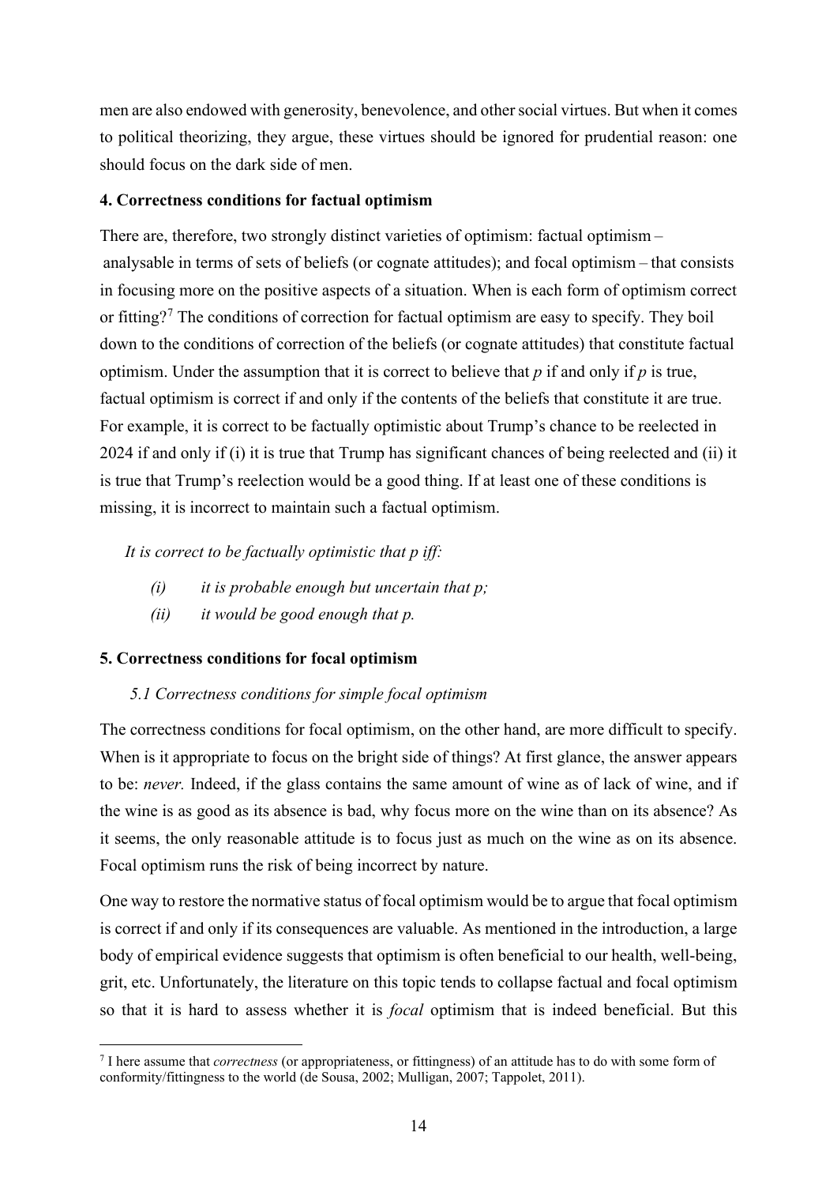men are also endowed with generosity, benevolence, and other social virtues. But when it comes to political theorizing, they argue, these virtues should be ignored for prudential reason: one should focus on the dark side of men.

## 4. Correctness conditions for factual optimism

There are, therefore, two strongly distinct varieties of optimism: factual optimism – analysable in terms of sets of beliefs (or cognate attitudes); and focal optimism – that consists in focusing more on the positive aspects of a situation. When is each form of optimism correct or fitting?[7] The conditions of correction for factual optimism are easy to specify. They boil down to the conditions of correction of the beliefs (or cognate attitudes) that constitute factual optimism. Under the assumption that it is correct to believe that *p* if and only if *p* is true, factual optimism is correct if and only if the contents of the beliefs that constitute it are true. For example, it is correct to be factually optimistic about Trump's chance to be reelected in 2024 if and only if (i) it is true that Trump has significant chances of being reelected and (ii) it is true that Trump's reelection would be a good thing. If at least one of these conditions is missing, it is incorrect to maintain such a factual optimism.

*It is correct to be factually optimistic that p iff:*

*(i) it is probable enough but uncertain that p;*

*(ii) it would be good enough that p.*

## 5. Correctness conditions for focal optimism

### *5.1 Correctness conditions for simple focal optimism*

The correctness conditions for focal optimism, on the other hand, are more difficult to specify. When is it appropriate to focus on the bright side of things? At first glance, the answer appears to be: *never.* Indeed, if the glass contains the same amount of wine as of lack of wine, and if the wine is as good as its absence is bad, why focus more on the wine than on its absence? As it seems, the only reasonable attitude is to focus just as much on the wine as on its absence. Focal optimism runs the risk of being incorrect by nature.

One way to restore the normative status of focal optimism would be to argue that focal optimism is correct if and only if its consequences are valuable. As mentioned in the introduction, a large body of empirical evidence suggests that optimism is often beneficial to our health, well-being, grit, etc. Unfortunately, the literature on this topic tends to collapse factual and focal optimism so that it is hard to assess whether it is *focal* optimism that is indeed beneficial. But this

[7] I here assume that *correctness* (or appropriateness, or fittingness) of an attitude has to do with some form of conformity/fittingness to the world (de Sousa, 2002; Mulligan, 2007; Tappolet, 2011).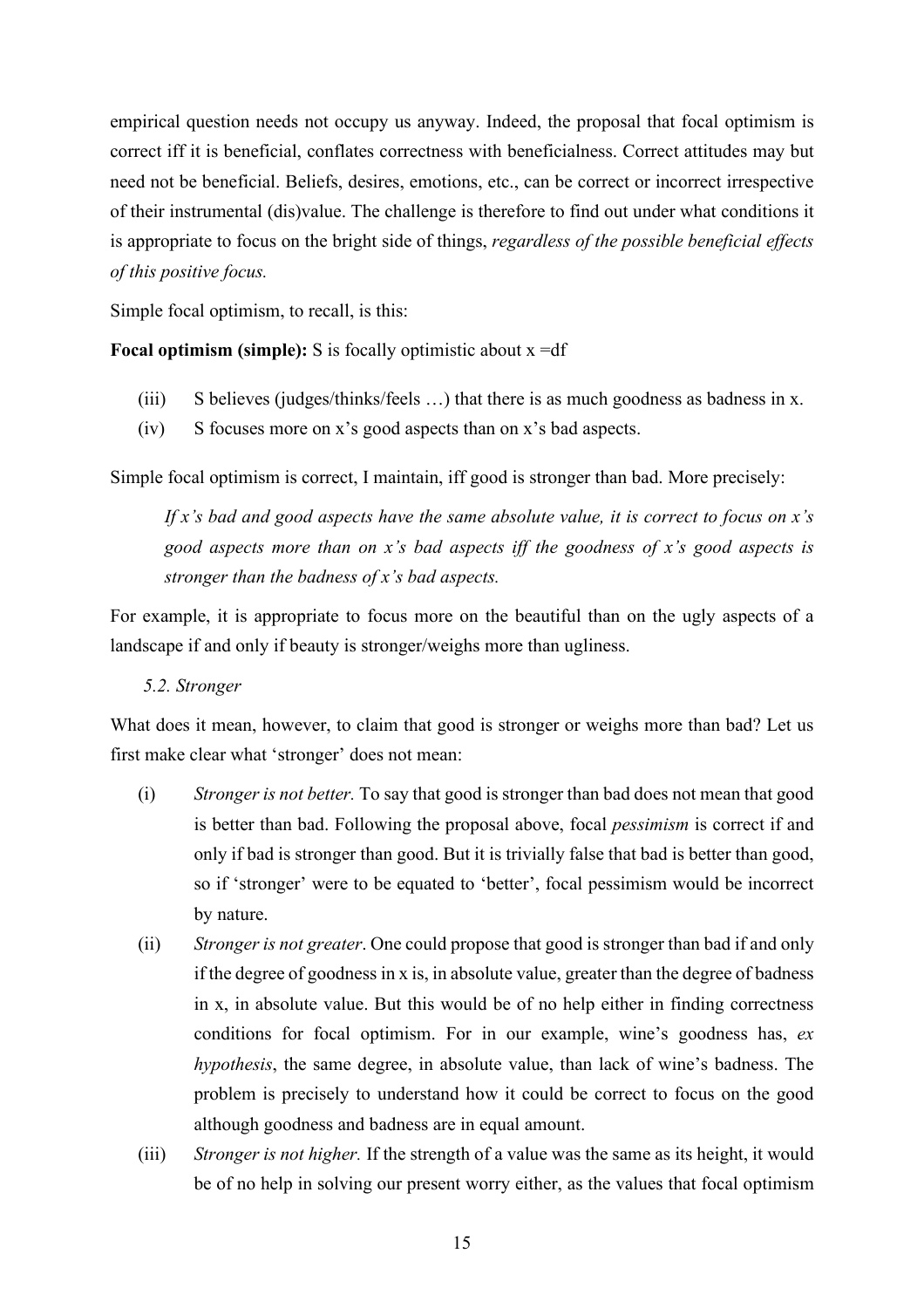empirical question needs not occupy us anyway. Indeed, the proposal that focal optimism is correct iff it is beneficial, conflates correctness with beneficialness. Correct attitudes may but need not be beneficial. Beliefs, desires, emotions, etc., can be correct or incorrect irrespective of their instrumental (dis)value. The challenge is therefore to find out under what conditions it is appropriate to focus on the bright side of things, *regardless of the possible beneficial effects of this positive focus.*

Simple focal optimism, to recall, is this:

**Focal optimism (simple):** S is focally optimistic about x =df

(iii) S believes (judges/thinks/feels …) that there is as much goodness as badness in x.

(iv) S focuses more on x's good aspects than on x's bad aspects.

Simple focal optimism is correct, I maintain, iff good is stronger than bad. More precisely:

> *If x's bad and good aspects have the same absolute value, it is correct to focus on x's good aspects more than on x's bad aspects iff the goodness of x's good aspects is stronger than the badness of x's bad aspects.*

For example, it is appropriate to focus more on the beautiful than on the ugly aspects of a landscape if and only if beauty is stronger/weighs more than ugliness.

### *5.2. Stronger*

What does it mean, however, to claim that good is stronger or weighs more than bad? Let us first make clear what 'stronger' does not mean:

(i) *Stronger is not better.* To say that good is stronger than bad does not mean that good is better than bad. Following the proposal above, focal *pessimism* is correct if and only if bad is stronger than good. But it is trivially false that bad is better than good, so if 'stronger' were to be equated to 'better', focal pessimism would be incorrect by nature.

(ii) *Stronger is not greater*. One could propose that good is stronger than bad if and only if the degree of goodness in x is, in absolute value, greater than the degree of badness in x, in absolute value. But this would be of no help either in finding correctness conditions for focal optimism. For in our example, wine's goodness has, *ex hypothesis*, the same degree, in absolute value, than lack of wine's badness. The problem is precisely to understand how it could be correct to focus on the good although goodness and badness are in equal amount.

(iii) *Stronger is not higher.* If the strength of a value was the same as its height, it would be of no help in solving our present worry either, as the values that focal optimism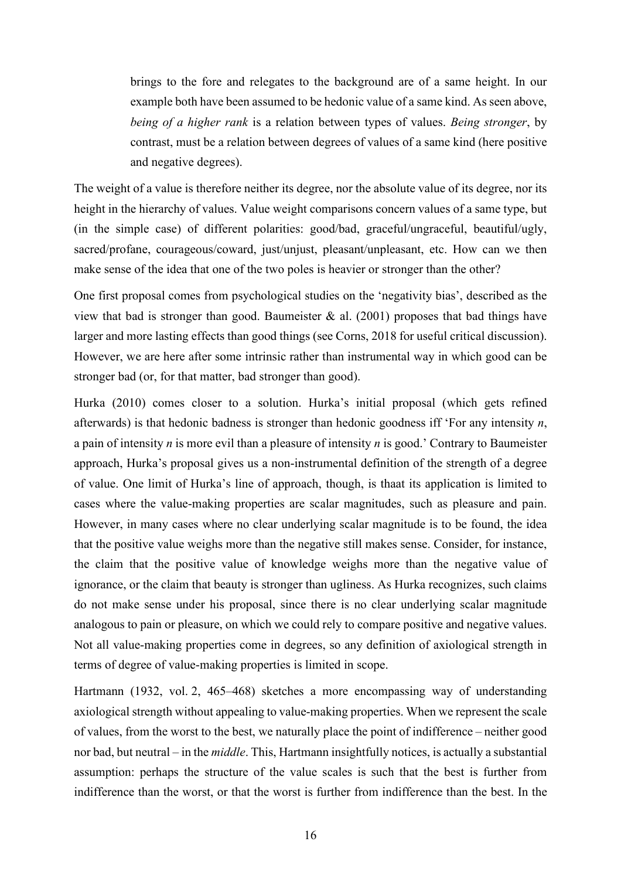> brings to the fore and relegates to the background are of a same height. In our example both have been assumed to be hedonic value of a same kind. As seen above, *being of a higher rank* is a relation between types of values. *Being stronger*, by contrast, must be a relation between degrees of values of a same kind (here positive and negative degrees).

The weight of a value is therefore neither its degree, nor the absolute value of its degree, nor its height in the hierarchy of values. Value weight comparisons concern values of a same type, but (in the simple case) of different polarities: good/bad, graceful/ungraceful, beautiful/ugly, sacred/profane, courageous/coward, just/unjust, pleasant/unpleasant, etc. How can we then make sense of the idea that one of the two poles is heavier or stronger than the other?

One first proposal comes from psychological studies on the 'negativity bias', described as the view that bad is stronger than good. Baumeister & al. (2001) proposes that bad things have larger and more lasting effects than good things (see Corns, 2018 for useful critical discussion). However, we are here after some intrinsic rather than instrumental way in which good can be stronger bad (or, for that matter, bad stronger than good).

Hurka (2010) comes closer to a solution. Hurka's initial proposal (which gets refined afterwards) is that hedonic badness is stronger than hedonic goodness iff 'For any intensity *n*, a pain of intensity *n* is more evil than a pleasure of intensity *n* is good.' Contrary to Baumeister approach, Hurka's proposal gives us a non-instrumental definition of the strength of a degree of value. One limit of Hurka's line of approach, though, is thaat its application is limited to cases where the value-making properties are scalar magnitudes, such as pleasure and pain. However, in many cases where no clear underlying scalar magnitude is to be found, the idea that the positive value weighs more than the negative still makes sense. Consider, for instance, the claim that the positive value of knowledge weighs more than the negative value of ignorance, or the claim that beauty is stronger than ugliness. As Hurka recognizes, such claims do not make sense under his proposal, since there is no clear underlying scalar magnitude analogous to pain or pleasure, on which we could rely to compare positive and negative values. Not all value-making properties come in degrees, so any definition of axiological strength in terms of degree of value-making properties is limited in scope.

Hartmann (1932, vol. 2, 465–468) sketches a more encompassing way of understanding axiological strength without appealing to value-making properties. When we represent the scale of values, from the worst to the best, we naturally place the point of indifference – neither good nor bad, but neutral – in the *middle*. This, Hartmann insightfully notices, is actually a substantial assumption: perhaps the structure of the value scales is such that the best is further from indifference than the worst, or that the worst is further from indifference than the best. In the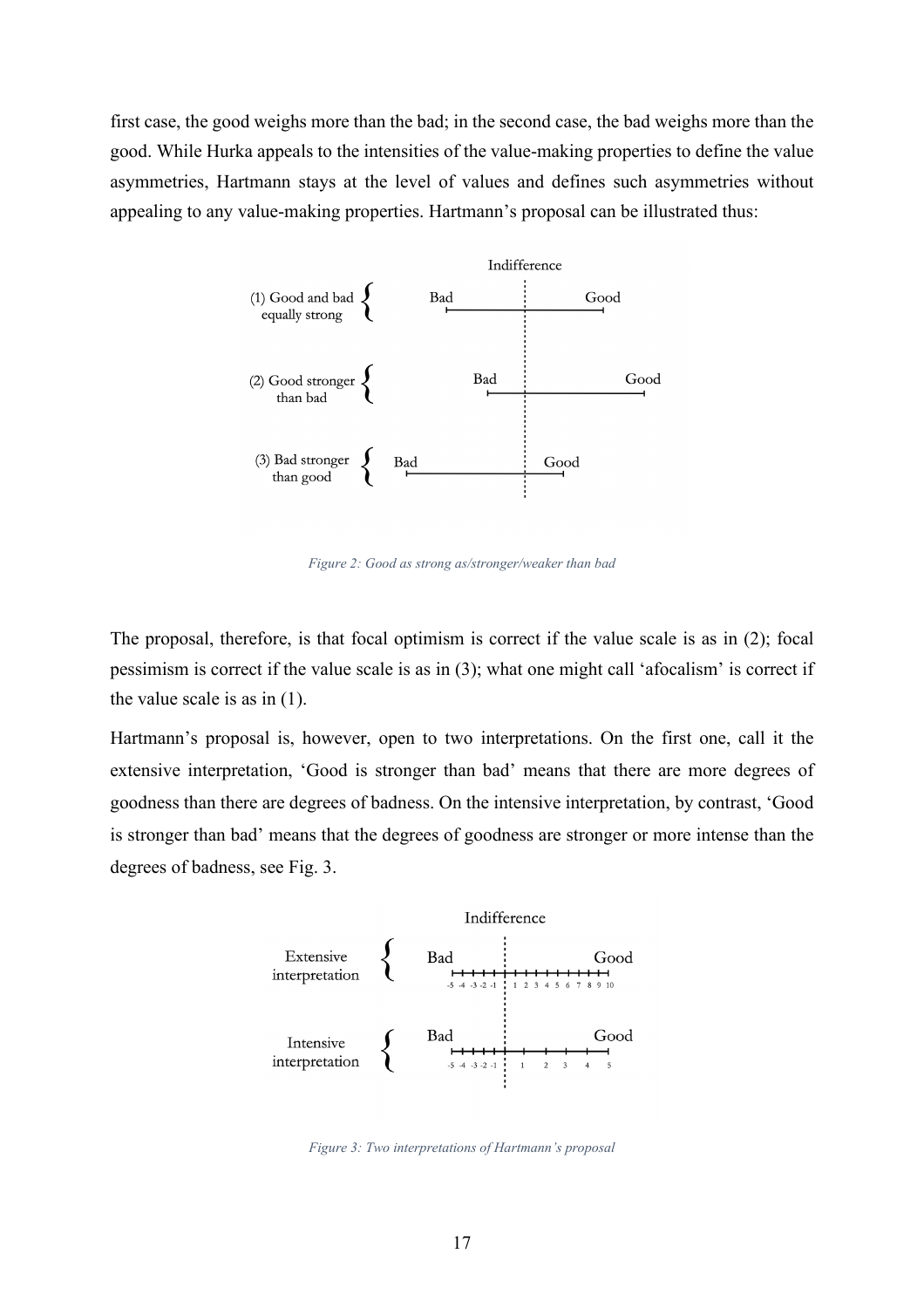first case, the good weighs more than the bad; in the second case, the bad weighs more than the good. While Hurka appeals to the intensities of the value-making properties to define the value asymmetries, Hartmann stays at the level of values and defines such asymmetries without appealing to any value-making properties. Hartmann's proposal can be illustrated thus:

Figure 2: Good as strong as/stronger/weaker than bad

The proposal, therefore, is that focal optimism is correct if the value scale is as in (2); focal pessimism is correct if the value scale is as in (3); what one might call 'afocalism' is correct if the value scale is as in (1).

Hartmann's proposal is, however, open to two interpretations. On the first one, call it the extensive interpretation, 'Good is stronger than bad' means that there are more degrees of goodness than there are degrees of badness. On the intensive interpretation, by contrast, 'Good is stronger than bad' means that the degrees of goodness are stronger or more intense than the degrees of badness, see Fig. 3.

Figure 3: Two interpretations of Hartmann's proposal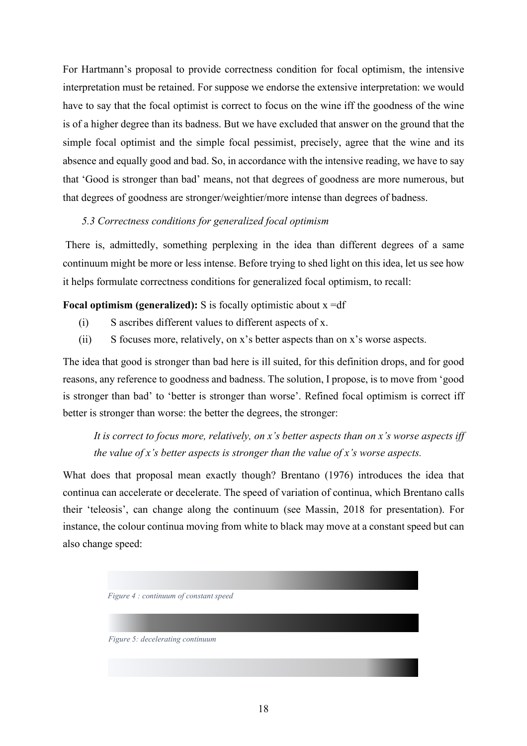For Hartmann's proposal to provide correctness condition for focal optimism, the intensive interpretation must be retained. For suppose we endorse the extensive interpretation: we would have to say that the focal optimist is correct to focus on the wine iff the goodness of the wine is of a higher degree than its badness. But we have excluded that answer on the ground that the simple focal optimist and the simple focal pessimist, precisely, agree that the wine and its absence and equally good and bad. So, in accordance with the intensive reading, we have to say that 'Good is stronger than bad' means, not that degrees of goodness are more numerous, but that degrees of goodness are stronger/weightier/more intense than degrees of badness.

### *5.3 Correctness conditions for generalized focal optimism*

There is, admittedly, something perplexing in the idea than different degrees of a same continuum might be more or less intense. Before trying to shed light on this idea, let us see how it helps formulate correctness conditions for generalized focal optimism, to recall:

**Focal optimism (generalized):** S is focally optimistic about x =df

(i) S ascribes different values to different aspects of x.

(ii) S focuses more, relatively, on x's better aspects than on x's worse aspects.

The idea that good is stronger than bad here is ill suited, for this definition drops, and for good reasons, any reference to goodness and badness. The solution, I propose, is to move from 'good is stronger than bad' to 'better is stronger than worse'. Refined focal optimism is correct iff better is stronger than worse: the better the degrees, the stronger:

> *It is correct to focus more, relatively, on x's better aspects than on x's worse aspects iff the value of x's better aspects is stronger than the value of x's worse aspects.*

What does that proposal mean exactly though? Brentano (1976) introduces the idea that continua can accelerate or decelerate. The speed of variation of continua, which Brentano calls their 'teleosis', can change along the continuum (see Massin, 2018 for presentation). For instance, the colour continua moving from white to black may move at a constant speed but can also change speed:

*Figure 4 : continuum of constant speed*

*Figure 5: decelerating continuum*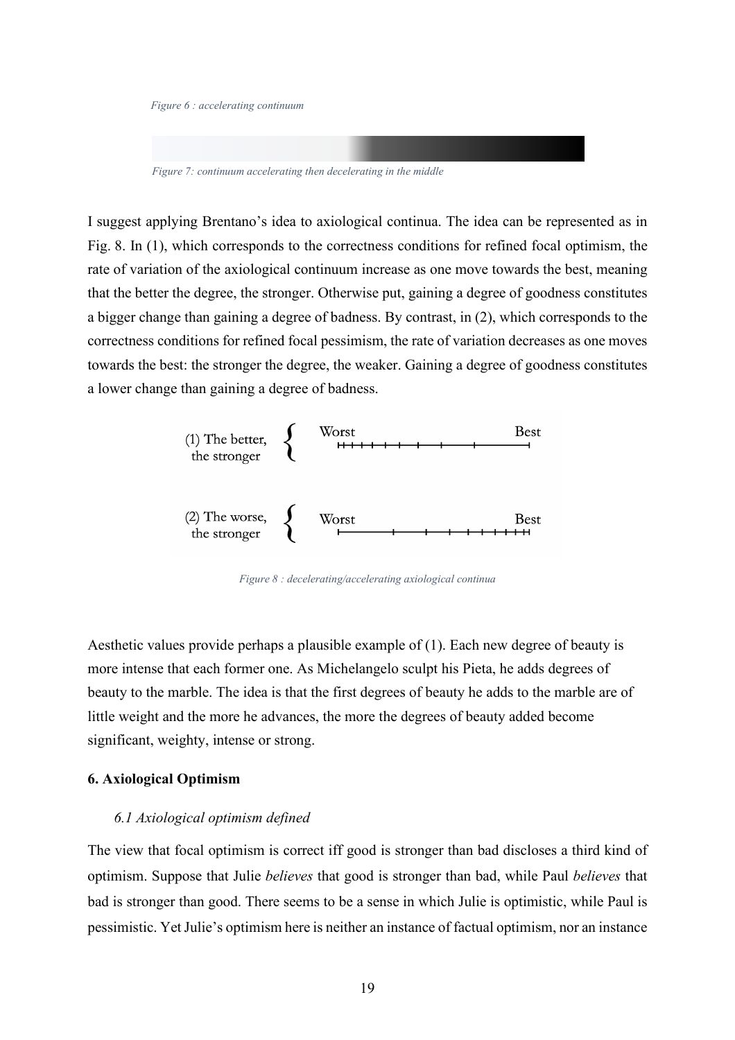*Figure 6 : accelerating continuum*

*Figure 7: continuum accelerating then decelerating in the middle*

I suggest applying Brentano's idea to axiological continua. The idea can be represented as in Fig. 8. In (1), which corresponds to the correctness conditions for refined focal optimism, the rate of variation of the axiological continuum increase as one move towards the best, meaning that the better the degree, the stronger. Otherwise put, gaining a degree of goodness constitutes a bigger change than gaining a degree of badness. By contrast, in (2), which corresponds to the correctness conditions for refined focal pessimism, the rate of variation decreases as one moves towards the best: the stronger the degree, the weaker. Gaining a degree of goodness constitutes a lower change than gaining a degree of badness.

(1) The better, the stronger — Worst … Best

(2) The worse, the stronger — Worst … Best

*Figure 8 : decelerating/accelerating axiological continua*

Aesthetic values provide perhaps a plausible example of (1). Each new degree of beauty is more intense that each former one. As Michelangelo sculpt his Pieta, he adds degrees of beauty to the marble. The idea is that the first degrees of beauty he adds to the marble are of little weight and the more he advances, the more the degrees of beauty added become significant, weighty, intense or strong.

## 6. Axiological Optimism

### *6.1 Axiological optimism defined*

The view that focal optimism is correct iff good is stronger than bad discloses a third kind of optimism. Suppose that Julie *believes* that good is stronger than bad, while Paul *believes* that bad is stronger than good. There seems to be a sense in which Julie is optimistic, while Paul is pessimistic. Yet Julie's optimism here is neither an instance of factual optimism, nor an instance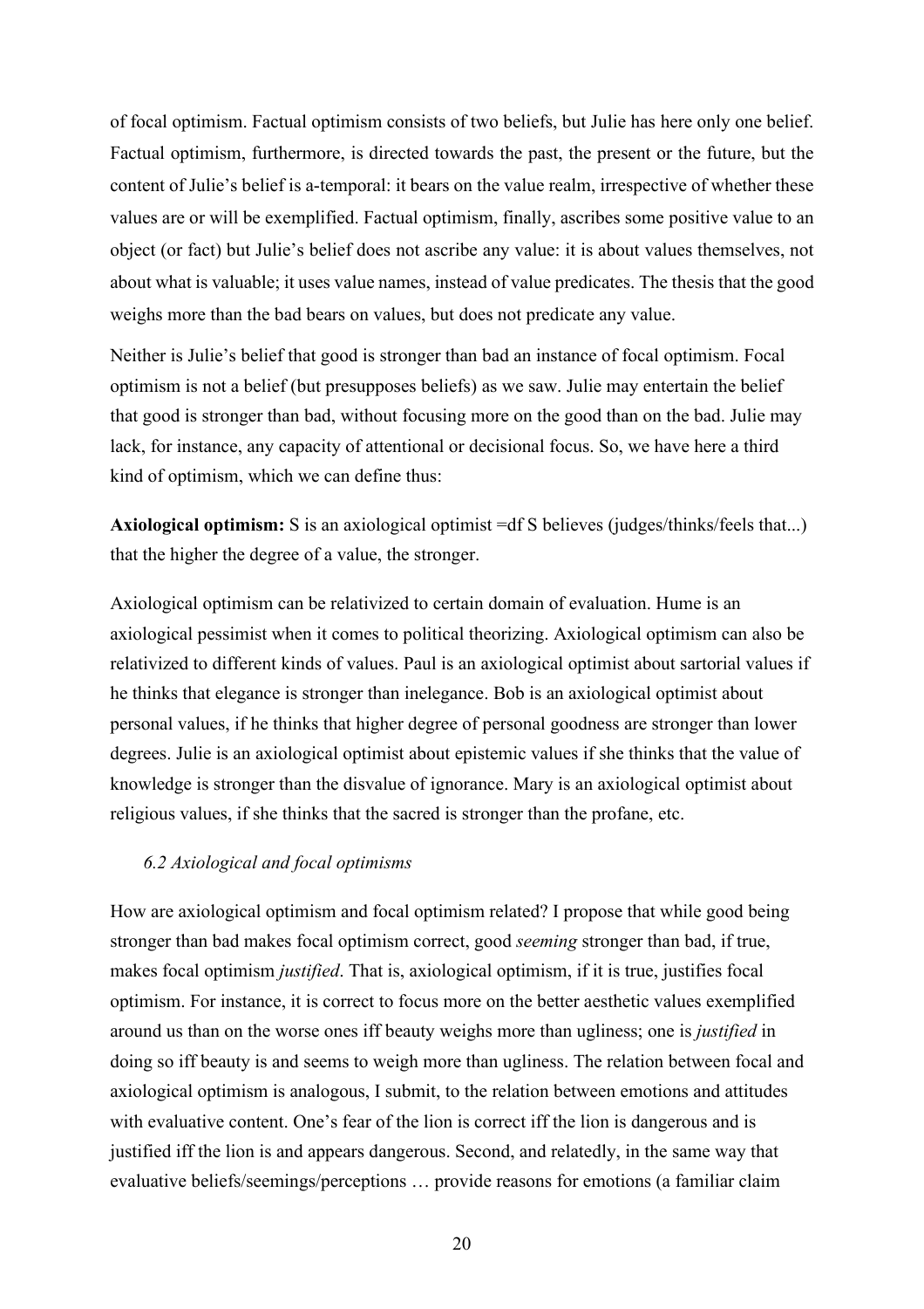of focal optimism. Factual optimism consists of two beliefs, but Julie has here only one belief. Factual optimism, furthermore, is directed towards the past, the present or the future, but the content of Julie's belief is a-temporal: it bears on the value realm, irrespective of whether these values are or will be exemplified. Factual optimism, finally, ascribes some positive value to an object (or fact) but Julie's belief does not ascribe any value: it is about values themselves, not about what is valuable; it uses value names, instead of value predicates. The thesis that the good weighs more than the bad bears on values, but does not predicate any value.

Neither is Julie's belief that good is stronger than bad an instance of focal optimism. Focal optimism is not a belief (but presupposes beliefs) as we saw. Julie may entertain the belief that good is stronger than bad, without focusing more on the good than on the bad. Julie may lack, for instance, any capacity of attentional or decisional focus. So, we have here a third kind of optimism, which we can define thus:

**Axiological optimism:** S is an axiological optimist =df S believes (judges/thinks/feels that...) that the higher the degree of a value, the stronger.

Axiological optimism can be relativized to certain domain of evaluation. Hume is an axiological pessimist when it comes to political theorizing. Axiological optimism can also be relativized to different kinds of values. Paul is an axiological optimist about sartorial values if he thinks that elegance is stronger than inelegance. Bob is an axiological optimist about personal values, if he thinks that higher degree of personal goodness are stronger than lower degrees. Julie is an axiological optimist about epistemic values if she thinks that the value of knowledge is stronger than the disvalue of ignorance. Mary is an axiological optimist about religious values, if she thinks that the sacred is stronger than the profane, etc.

### *6.2 Axiological and focal optimisms*

How are axiological optimism and focal optimism related? I propose that while good being stronger than bad makes focal optimism correct, good *seeming* stronger than bad, if true, makes focal optimism *justified*. That is, axiological optimism, if it is true, justifies focal optimism. For instance, it is correct to focus more on the better aesthetic values exemplified around us than on the worse ones iff beauty weighs more than ugliness; one is *justified* in doing so iff beauty is and seems to weigh more than ugliness. The relation between focal and axiological optimism is analogous, I submit, to the relation between emotions and attitudes with evaluative content. One's fear of the lion is correct iff the lion is dangerous and is justified iff the lion is and appears dangerous. Second, and relatedly, in the same way that evaluative beliefs/seemings/perceptions … provide reasons for emotions (a familiar claim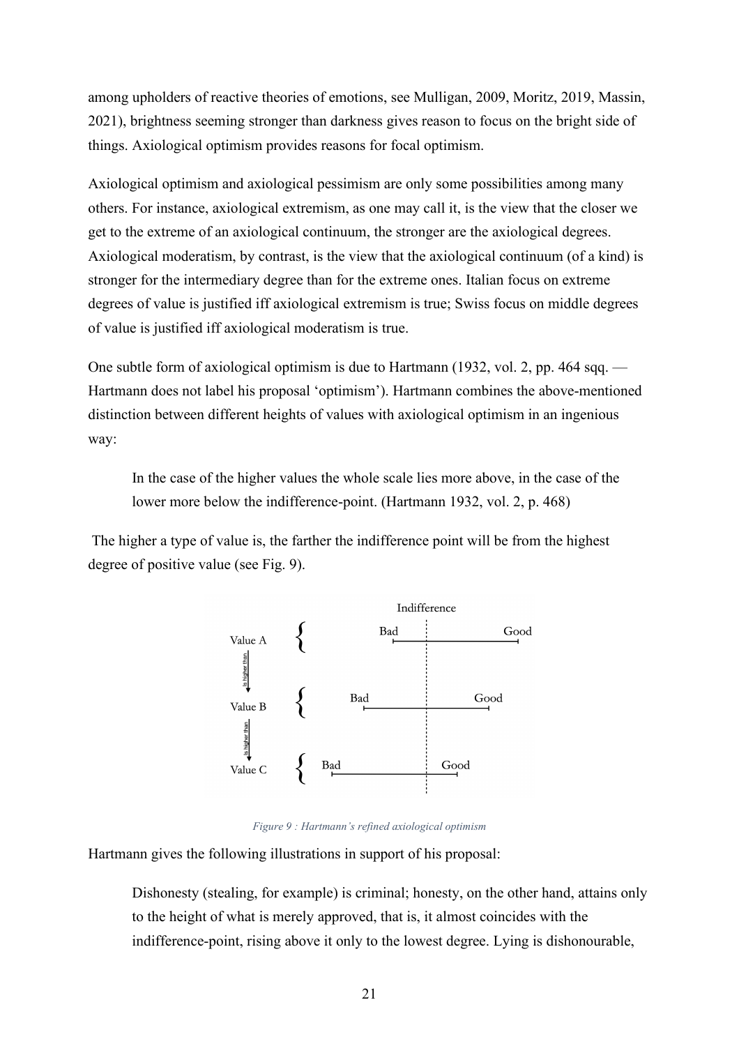among upholders of reactive theories of emotions, see Mulligan, 2009, Moritz, 2019, Massin, 2021), brightness seeming stronger than darkness gives reason to focus on the bright side of things. Axiological optimism provides reasons for focal optimism.

Axiological optimism and axiological pessimism are only some possibilities among many others. For instance, axiological extremism, as one may call it, is the view that the closer we get to the extreme of an axiological continuum, the stronger are the axiological degrees. Axiological moderatism, by contrast, is the view that the axiological continuum (of a kind) is stronger for the intermediary degree than for the extreme ones. Italian focus on extreme degrees of value is justified iff axiological extremism is true; Swiss focus on middle degrees of value is justified iff axiological moderatism is true.

One subtle form of axiological optimism is due to Hartmann (1932, vol. 2, pp. 464 sqq. — Hartmann does not label his proposal 'optimism'). Hartmann combines the above-mentioned distinction between different heights of values with axiological optimism in an ingenious way:

> In the case of the higher values the whole scale lies more above, in the case of the lower more below the indifference-point. (Hartmann 1932, vol. 2, p. 468)

The higher a type of value is, the farther the indifference point will be from the highest degree of positive value (see Fig. 9).

*Figure 9 : Hartmann's refined axiological optimism*

Hartmann gives the following illustrations in support of his proposal:

> Dishonesty (stealing, for example) is criminal; honesty, on the other hand, attains only to the height of what is merely approved, that is, it almost coincides with the indifference-point, rising above it only to the lowest degree. Lying is dishonourable,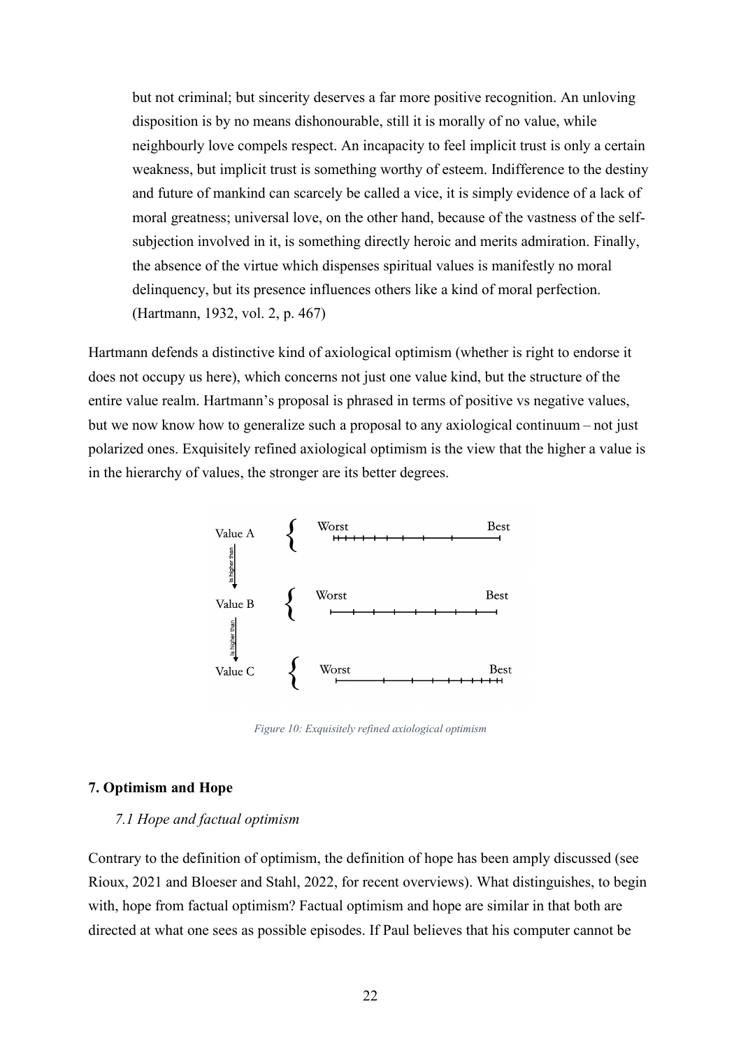> but not criminal; but sincerity deserves a far more positive recognition. An unloving disposition is by no means dishonourable, still it is morally of no value, while neighbourly love compels respect. An incapacity to feel implicit trust is only a certain weakness, but implicit trust is something worthy of esteem. Indifference to the destiny and future of mankind can scarcely be called a vice, it is simply evidence of a lack of moral greatness; universal love, on the other hand, because of the vastness of the self-subjection involved in it, is something directly heroic and merits admiration. Finally, the absence of the virtue which dispenses spiritual values is manifestly no moral delinquency, but its presence influences others like a kind of moral perfection. (Hartmann, 1932, vol. 2, p. 467)

Hartmann defends a distinctive kind of axiological optimism (whether is right to endorse it does not occupy us here), which concerns not just one value kind, but the structure of the entire value realm. Hartmann's proposal is phrased in terms of positive vs negative values, but we now know how to generalize such a proposal to any axiological continuum – not just polarized ones. Exquisitely refined axiological optimism is the view that the higher a value is in the hierarchy of values, the stronger are its better degrees.

*Figure 10: Exquisitely refined axiological optimism*

### 7. Optimism and Hope

#### *7.1 Hope and factual optimism*

Contrary to the definition of optimism, the definition of hope has been amply discussed (see Rioux, 2021 and Bloeser and Stahl, 2022, for recent overviews). What distinguishes, to begin with, hope from factual optimism? Factual optimism and hope are similar in that both are directed at what one sees as possible episodes. If Paul believes that his computer cannot be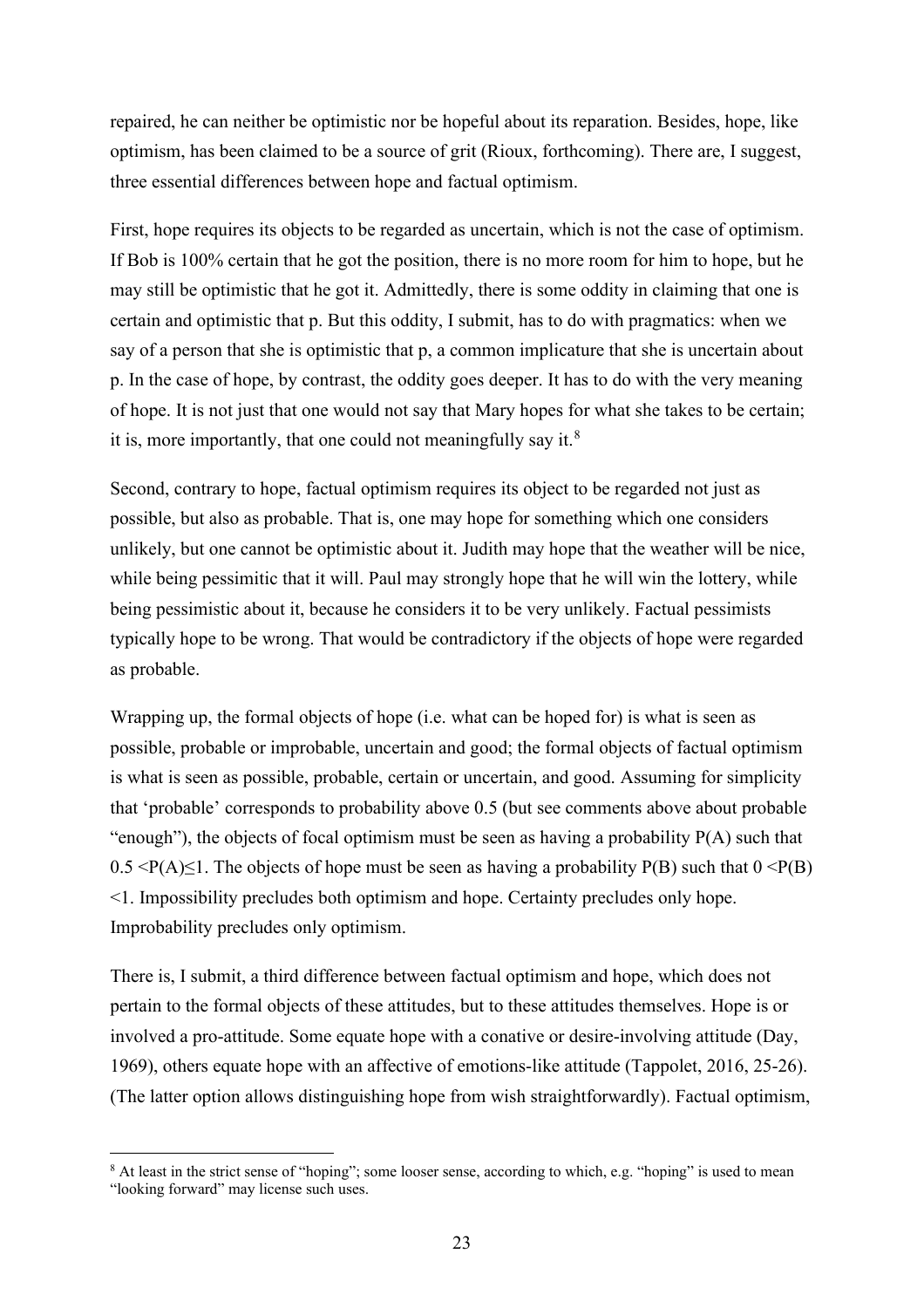repaired, he can neither be optimistic nor be hopeful about its reparation. Besides, hope, like optimism, has been claimed to be a source of grit (Rioux, forthcoming). There are, I suggest, three essential differences between hope and factual optimism.

First, hope requires its objects to be regarded as uncertain, which is not the case of optimism. If Bob is 100% certain that he got the position, there is no more room for him to hope, but he may still be optimistic that he got it. Admittedly, there is some oddity in claiming that one is certain and optimistic that p. But this oddity, I submit, has to do with pragmatics: when we say of a person that she is optimistic that p, a common implicature that she is uncertain about p. In the case of hope, by contrast, the oddity goes deeper. It has to do with the very meaning of hope. It is not just that one would not say that Mary hopes for what she takes to be certain; it is, more importantly, that one could not meaningfully say it.[8]

Second, contrary to hope, factual optimism requires its object to be regarded not just as possible, but also as probable. That is, one may hope for something which one considers unlikely, but one cannot be optimistic about it. Judith may hope that the weather will be nice, while being pessimitic that it will. Paul may strongly hope that he will win the lottery, while being pessimistic about it, because he considers it to be very unlikely. Factual pessimists typically hope to be wrong. That would be contradictory if the objects of hope were regarded as probable.

Wrapping up, the formal objects of hope (i.e. what can be hoped for) is what is seen as possible, probable or improbable, uncertain and good; the formal objects of factual optimism is what is seen as possible, probable, certain or uncertain, and good. Assuming for simplicity that 'probable' corresponds to probability above 0.5 (but see comments above about probable "enough"), the objects of focal optimism must be seen as having a probability P(A) such that $0.5 < P(A) \leq 1$. The objects of hope must be seen as having a probability P(B) such that $0 < P(B) < 1$. Impossibility precludes both optimism and hope. Certainty precludes only hope. Improbability precludes only optimism.

There is, I submit, a third difference between factual optimism and hope, which does not pertain to the formal objects of these attitudes, but to these attitudes themselves. Hope is or involved a pro-attitude. Some equate hope with a conative or desire-involving attitude (Day, 1969), others equate hope with an affective of emotions-like attitude (Tappolet, 2016, 25-26). (The latter option allows distinguishing hope from wish straightforwardly). Factual optimism,

[8] At least in the strict sense of "hoping"; some looser sense, according to which, e.g. "hoping" is used to mean "looking forward" may license such uses.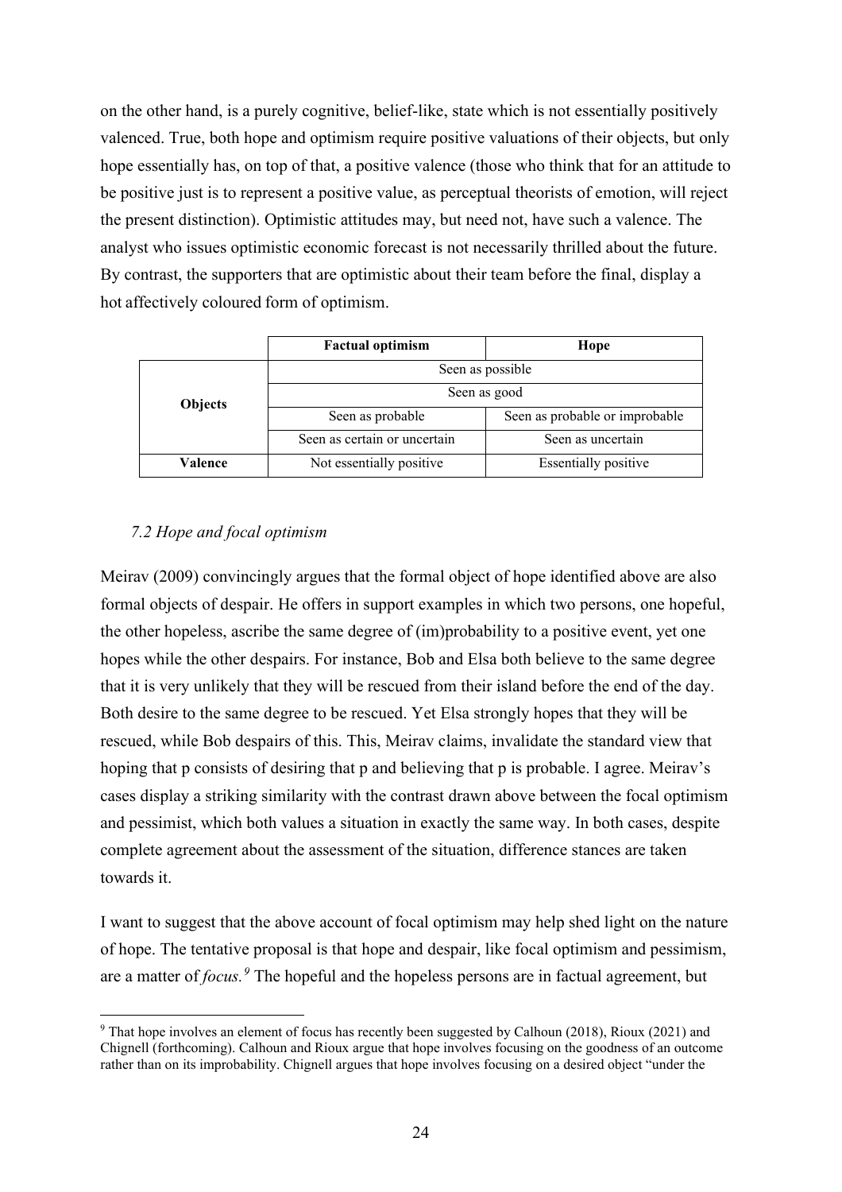on the other hand, is a purely cognitive, belief-like, state which is not essentially positively valenced. True, both hope and optimism require positive valuations of their objects, but only hope essentially has, on top of that, a positive valence (those who think that for an attitude to be positive just is to represent a positive value, as perceptual theorists of emotion, will reject the present distinction). Optimistic attitudes may, but need not, have such a valence. The analyst who issues optimistic economic forecast is not necessarily thrilled about the future. By contrast, the supporters that are optimistic about their team before the final, display a hot affectively coloured form of optimism.

| | **Factual optimism** | **Hope** |
|---|---|---|
| **Objects** | Seen as possible | |
| | Seen as good | |
| | Seen as probable | Seen as probable or improbable |
| | Seen as certain or uncertain | Seen as uncertain |
| **Valence** | Not essentially positive | Essentially positive |

*7.2 Hope and focal optimism*

Meirav (2009) convincingly argues that the formal object of hope identified above are also formal objects of despair. He offers in support examples in which two persons, one hopeful, the other hopeless, ascribe the same degree of (im)probability to a positive event, yet one hopes while the other despairs. For instance, Bob and Elsa both believe to the same degree that it is very unlikely that they will be rescued from their island before the end of the day. Both desire to the same degree to be rescued. Yet Elsa strongly hopes that they will be rescued, while Bob despairs of this. This, Meirav claims, invalidate the standard view that hoping that p consists of desiring that p and believing that p is probable. I agree. Meirav's cases display a striking similarity with the contrast drawn above between the focal optimism and pessimist, which both values a situation in exactly the same way. In both cases, despite complete agreement about the assessment of the situation, difference stances are taken towards it.

I want to suggest that the above account of focal optimism may help shed light on the nature of hope. The tentative proposal is that hope and despair, like focal optimism and pessimism, are a matter of *focus.*[9] The hopeful and the hopeless persons are in factual agreement, but

[9] That hope involves an element of focus has recently been suggested by Calhoun (2018), Rioux (2021) and Chignell (forthcoming). Calhoun and Rioux argue that hope involves focusing on the goodness of an outcome rather than on its improbability. Chignell argues that hope involves focusing on a desired object "under the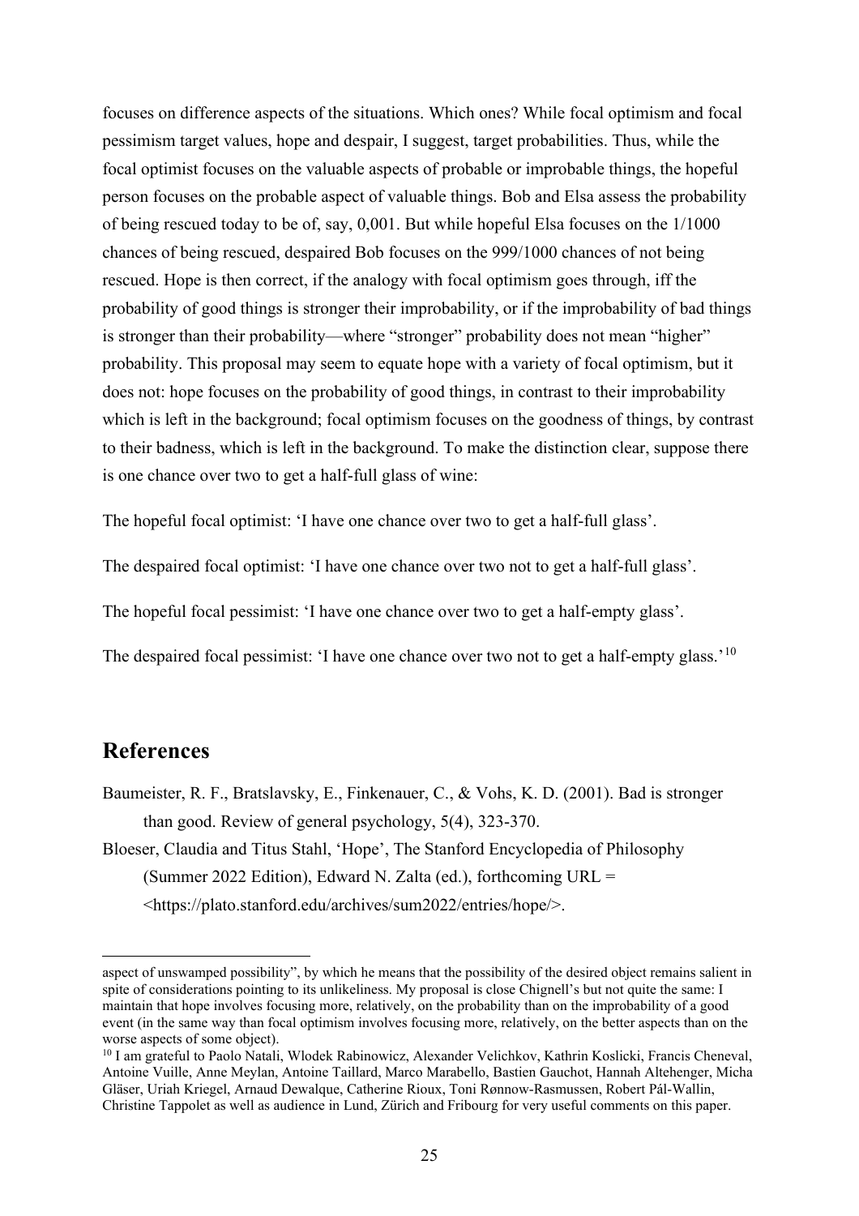focuses on difference aspects of the situations. Which ones? While focal optimism and focal pessimism target values, hope and despair, I suggest, target probabilities. Thus, while the focal optimist focuses on the valuable aspects of probable or improbable things, the hopeful person focuses on the probable aspect of valuable things. Bob and Elsa assess the probability of being rescued today to be of, say, 0,001. But while hopeful Elsa focuses on the 1/1000 chances of being rescued, despaired Bob focuses on the 999/1000 chances of not being rescued. Hope is then correct, if the analogy with focal optimism goes through, iff the probability of good things is stronger their improbability, or if the improbability of bad things is stronger than their probability—where "stronger" probability does not mean "higher" probability. This proposal may seem to equate hope with a variety of focal optimism, but it does not: hope focuses on the probability of good things, in contrast to their improbability which is left in the background; focal optimism focuses on the goodness of things, by contrast to their badness, which is left in the background. To make the distinction clear, suppose there is one chance over two to get a half-full glass of wine:

The hopeful focal optimist: 'I have one chance over two to get a half-full glass'.

The despaired focal optimist: 'I have one chance over two not to get a half-full glass'.

The hopeful focal pessimist: 'I have one chance over two to get a half-empty glass'.

The despaired focal pessimist: 'I have one chance over two not to get a half-empty glass.'[10]

## References

Baumeister, R. F., Bratslavsky, E., Finkenauer, C., & Vohs, K. D. (2001). Bad is stronger than good. Review of general psychology, 5(4), 323-370.

Bloeser, Claudia and Titus Stahl, 'Hope', The Stanford Encyclopedia of Philosophy (Summer 2022 Edition), Edward N. Zalta (ed.), forthcoming URL = <https://plato.stanford.edu/archives/sum2022/entries/hope/>.

---

aspect of unswamped possibility", by which he means that the possibility of the desired object remains salient in spite of considerations pointing to its unlikeliness. My proposal is close Chignell's but not quite the same: I maintain that hope involves focusing more, relatively, on the probability than on the improbability of a good event (in the same way than focal optimism involves focusing more, relatively, on the better aspects than on the worse aspects of some object).

[10] I am grateful to Paolo Natali, Wlodek Rabinowicz, Alexander Velichkov, Kathrin Koslicki, Francis Cheneval, Antoine Vuille, Anne Meylan, Antoine Taillard, Marco Marabello, Bastien Gauchot, Hannah Altehenger, Micha Gläser, Uriah Kriegel, Arnaud Dewalque, Catherine Rioux, Toni Rønnow-Rasmussen, Robert Pál-Wallin, Christine Tappolet as well as audience in Lund, Zürich and Fribourg for very useful comments on this paper.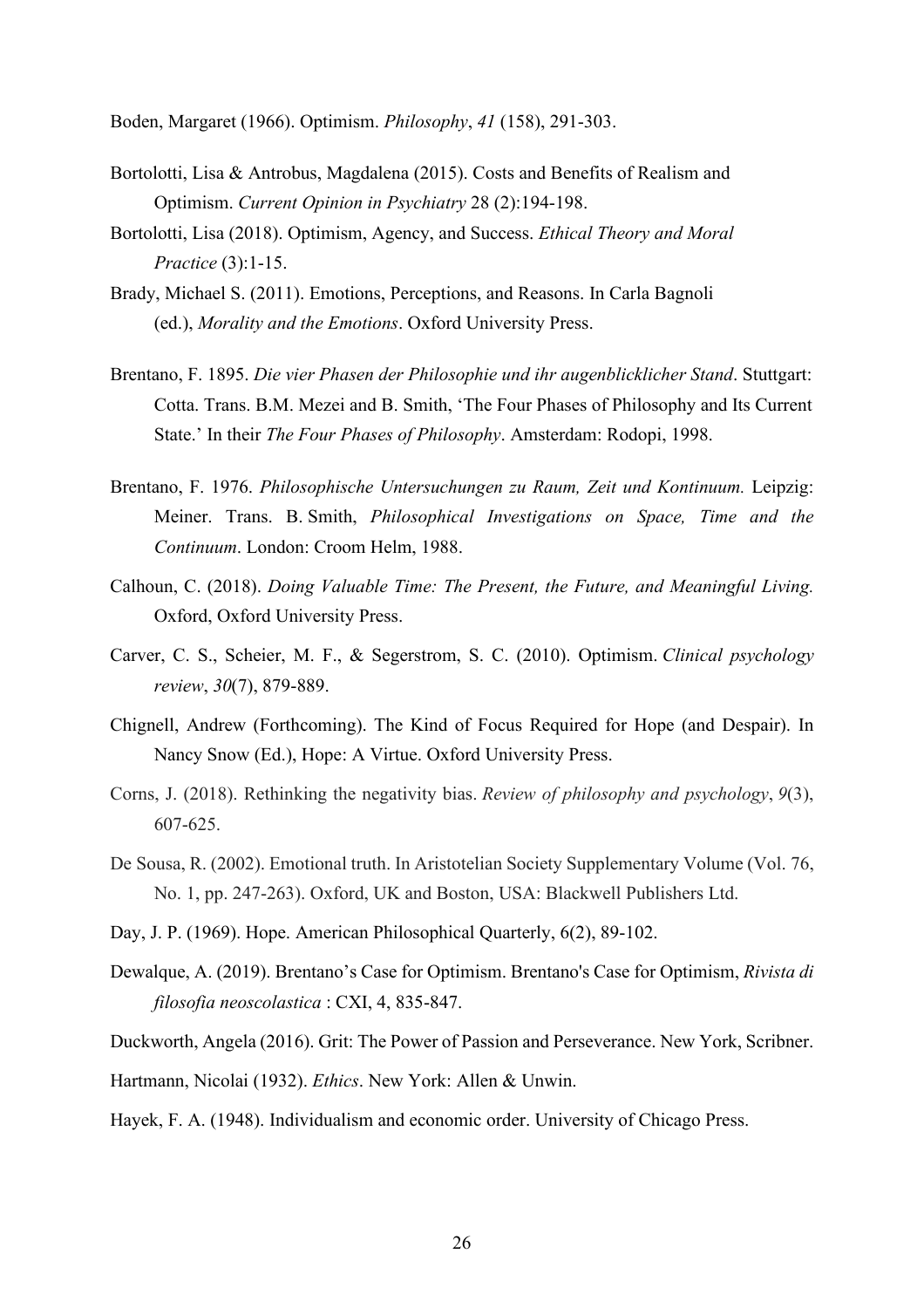Boden, Margaret (1966). Optimism. *Philosophy*, *41* (158), 291-303.

Bortolotti, Lisa & Antrobus, Magdalena (2015). Costs and Benefits of Realism and Optimism. *Current Opinion in Psychiatry* 28 (2):194-198.

Bortolotti, Lisa (2018). Optimism, Agency, and Success. *Ethical Theory and Moral Practice* (3):1-15.

Brady, Michael S. (2011). Emotions, Perceptions, and Reasons. In Carla Bagnoli (ed.), *Morality and the Emotions*. Oxford University Press.

Brentano, F. 1895. *Die vier Phasen der Philosophie und ihr augenblicklicher Stand*. Stuttgart: Cotta. Trans. B.M. Mezei and B. Smith, 'The Four Phases of Philosophy and Its Current State.' In their *The Four Phases of Philosophy*. Amsterdam: Rodopi, 1998.

Brentano, F. 1976. *Philosophische Untersuchungen zu Raum, Zeit und Kontinuum.* Leipzig: Meiner. Trans. B. Smith, *Philosophical Investigations on Space, Time and the Continuum*. London: Croom Helm, 1988.

Calhoun, C. (2018). *Doing Valuable Time: The Present, the Future, and Meaningful Living.* Oxford, Oxford University Press.

Carver, C. S., Scheier, M. F., & Segerstrom, S. C. (2010). Optimism. *Clinical psychology review*, *30*(7), 879-889.

Chignell, Andrew (Forthcoming). The Kind of Focus Required for Hope (and Despair). In Nancy Snow (Ed.), Hope: A Virtue. Oxford University Press.

Corns, J. (2018). Rethinking the negativity bias. *Review of philosophy and psychology*, *9*(3), 607-625.

De Sousa, R. (2002). Emotional truth. In Aristotelian Society Supplementary Volume (Vol. 76, No. 1, pp. 247-263). Oxford, UK and Boston, USA: Blackwell Publishers Ltd.

Day, J. P. (1969). Hope. American Philosophical Quarterly, 6(2), 89-102.

Dewalque, A. (2019). Brentano's Case for Optimism. Brentano's Case for Optimism, *Rivista di filosofia neoscolastica* : CXI, 4, 835-847.

Duckworth, Angela (2016). Grit: The Power of Passion and Perseverance. New York, Scribner.

Hartmann, Nicolai (1932). *Ethics*. New York: Allen & Unwin.

Hayek, F. A. (1948). Individualism and economic order. University of Chicago Press.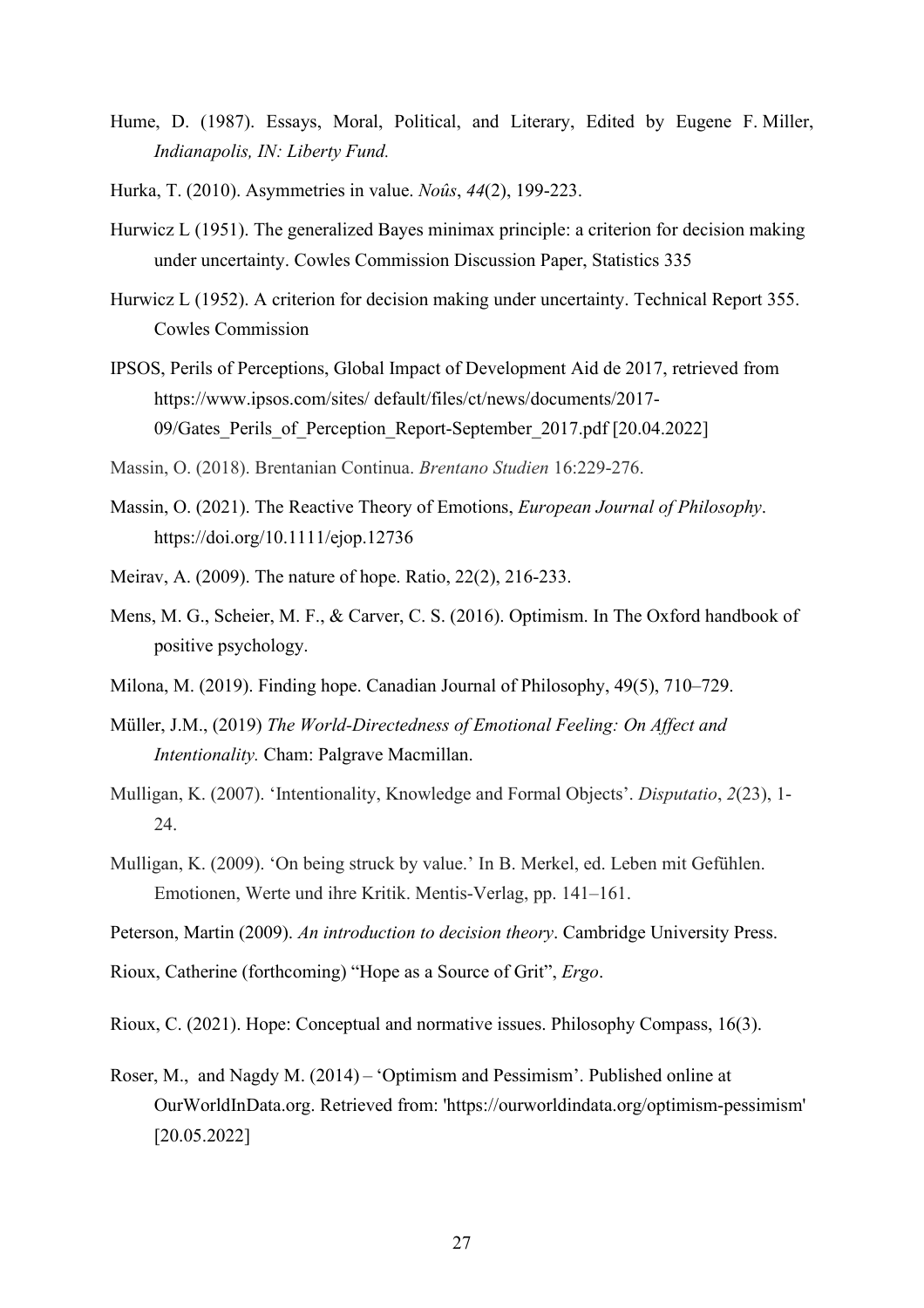Hume, D. (1987). Essays, Moral, Political, and Literary, Edited by Eugene F. Miller, *Indianapolis, IN: Liberty Fund.*

Hurka, T. (2010). Asymmetries in value. *Noûs*, *44*(2), 199-223.

Hurwicz L (1951). The generalized Bayes minimax principle: a criterion for decision making under uncertainty. Cowles Commission Discussion Paper, Statistics 335

Hurwicz L (1952). A criterion for decision making under uncertainty. Technical Report 355. Cowles Commission

IPSOS, Perils of Perceptions, Global Impact of Development Aid de 2017, retrieved from https://www.ipsos.com/sites/ default/files/ct/news/documents/2017-09/Gates_Perils_of_Perception_Report-September_2017.pdf [20.04.2022]

Massin, O. (2018). Brentanian Continua. *Brentano Studien* 16:229-276.

Massin, O. (2021). The Reactive Theory of Emotions, *European Journal of Philosophy*. https://doi.org/10.1111/ejop.12736

Meirav, A. (2009). The nature of hope. Ratio, 22(2), 216-233.

Mens, M. G., Scheier, M. F., & Carver, C. S. (2016). Optimism. In The Oxford handbook of positive psychology.

Milona, M. (2019). Finding hope. Canadian Journal of Philosophy, 49(5), 710–729.

Müller, J.M., (2019) *The World-Directedness of Emotional Feeling: On Affect and Intentionality.* Cham: Palgrave Macmillan.

Mulligan, K. (2007). 'Intentionality, Knowledge and Formal Objects'. *Disputatio*, *2*(23), 1-24.

Mulligan, K. (2009). 'On being struck by value.' In B. Merkel, ed. Leben mit Gefühlen. Emotionen, Werte und ihre Kritik. Mentis-Verlag, pp. 141–161.

Peterson, Martin (2009). *An introduction to decision theory*. Cambridge University Press.

Rioux, Catherine (forthcoming) "Hope as a Source of Grit", *Ergo*.

Rioux, C. (2021). Hope: Conceptual and normative issues. Philosophy Compass, 16(3).

Roser, M., and Nagdy M. (2014) – 'Optimism and Pessimism'. Published online at OurWorldInData.org. Retrieved from: 'https://ourworldindata.org/optimism-pessimism' [20.05.2022]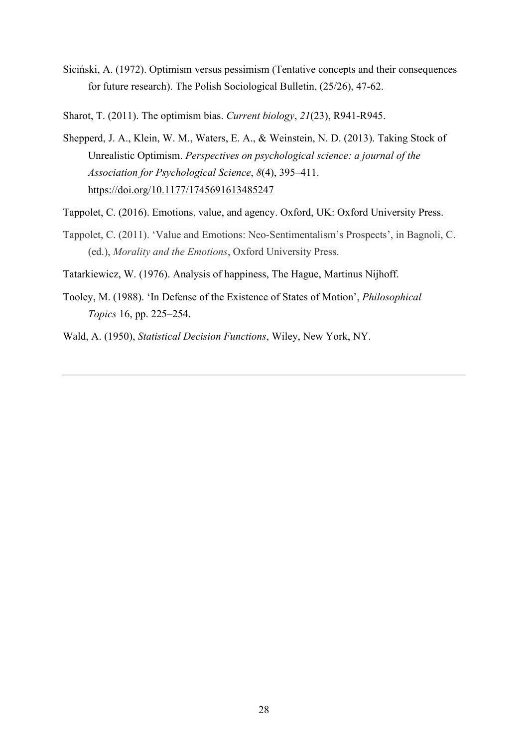Siciński, A. (1972). Optimism versus pessimism (Tentative concepts and their consequences for future research). The Polish Sociological Bulletin, (25/26), 47-62.

Sharot, T. (2011). The optimism bias. *Current biology*, *21*(23), R941-R945.

Shepperd, J. A., Klein, W. M., Waters, E. A., & Weinstein, N. D. (2013). Taking Stock of Unrealistic Optimism. *Perspectives on psychological science: a journal of the Association for Psychological Science*, *8*(4), 395–411. https://doi.org/10.1177/1745691613485247

Tappolet, C. (2016). Emotions, value, and agency. Oxford, UK: Oxford University Press.

Tappolet, C. (2011). 'Value and Emotions: Neo-Sentimentalism's Prospects', in Bagnoli, C. (ed.), *Morality and the Emotions*, Oxford University Press.

Tatarkiewicz, W. (1976). Analysis of happiness, The Hague, Martinus Nijhoff.

Tooley, M. (1988). 'In Defense of the Existence of States of Motion', *Philosophical Topics* 16, pp. 225–254.

Wald, A. (1950), *Statistical Decision Functions*, Wiley, New York, NY.